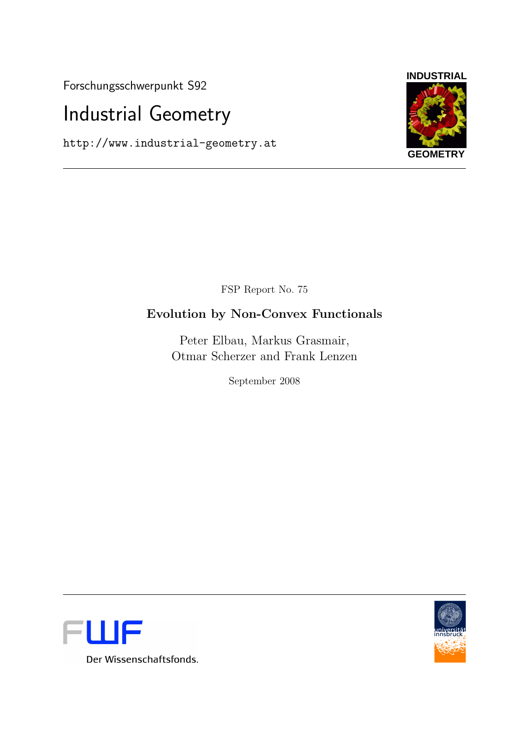Forschungsschwerpunkt S92

# Industrial Geometry

http://www.industrial-geometry.at

INDUSTRIAL GEOMETRY

FSP Report No. 75

## Evolution by Non-Convex Functionals

Peter Elbau, Markus Grasmair,
Otmar Scherzer and Frank Lenzen

September 2008

FWF Der Wissenschaftsfonds.

universität innsbruck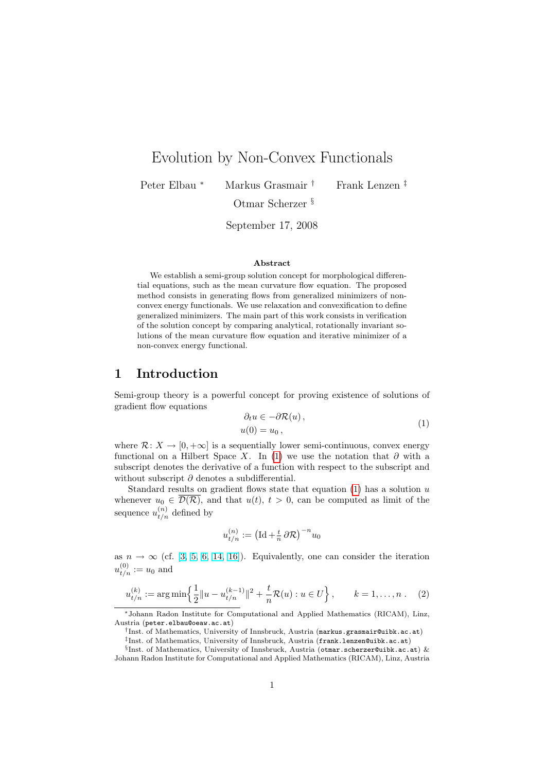# Evolution by Non-Convex Functionals

Peter Elbau [*] Markus Grasmair [†] Frank Lenzen [‡]

Otmar Scherzer [§]

September 17, 2008

**Abstract**

We establish a semi-group solution concept for morphological differential equations, such as the mean curvature flow equation. The proposed method consists in generating flows from generalized minimizers of nonconvex energy functionals. We use relaxation and convexification to define generalized minimizers. The main part of this work consists in verification of the solution concept by comparing analytical, rotationally invariant solutions of the mean curvature flow equation and iterative minimizer of a non-convex energy functional.

## 1 Introduction

Semi-group theory is a powerful concept for proving existence of solutions of gradient flow equations

$$
\begin{aligned}
\partial_t u &\in -\partial \mathcal{R}(u)\,,\\
u(0) &= u_0\,,
\end{aligned}
\tag{1}
$$

where $\mathcal{R}\colon X \to [0,+\infty]$ is a sequentially lower semi-continuous, convex energy functional on a Hilbert Space $X$. In (1) we use the notation that $\partial$ with a subscript denotes the derivative of a function with respect to the subscript and without subscript $\partial$ denotes a subdifferential.

Standard results on gradient flows state that equation (1) has a solution $u$ whenever $u_0 \in \overline{\mathcal{D}(\mathcal{R})}$, and that $u(t)$, $t > 0$, can be computed as limit of the sequence $u_{t/n}^{(n)}$ defined by

$$
u_{t/n}^{(n)} := \left(\mathrm{Id} + \tfrac{t}{n}\,\partial\mathcal{R}\right)^{-n} u_0
$$

as $n \to \infty$ (cf. [3, 5, 6, 14, 16]). Equivalently, one can consider the iteration $u_{t/n}^{(0)} := u_0$ and

$$
u_{t/n}^{(k)} := \arg\min\left\{\frac{1}{2}\|u - u_{t/n}^{(k-1)}\|^2 + \frac{t}{n}\mathcal{R}(u) : u \in U\right\}, \qquad k = 1,\dots,n\,. \tag{2}
$$

---

[*] Johann Radon Institute for Computational and Applied Mathematics (RICAM), Linz, Austria (peter.elbau@oeaw.ac.at)

[†] Inst. of Mathematics, University of Innsbruck, Austria (markus.grasmair@uibk.ac.at)

[‡] Inst. of Mathematics, University of Innsbruck, Austria (frank.lenzen@uibk.ac.at)

[§] Inst. of Mathematics, University of Innsbruck, Austria (otmar.scherzer@uibk.ac.at) & Johann Radon Institute for Computational and Applied Mathematics (RICAM), Linz, Austria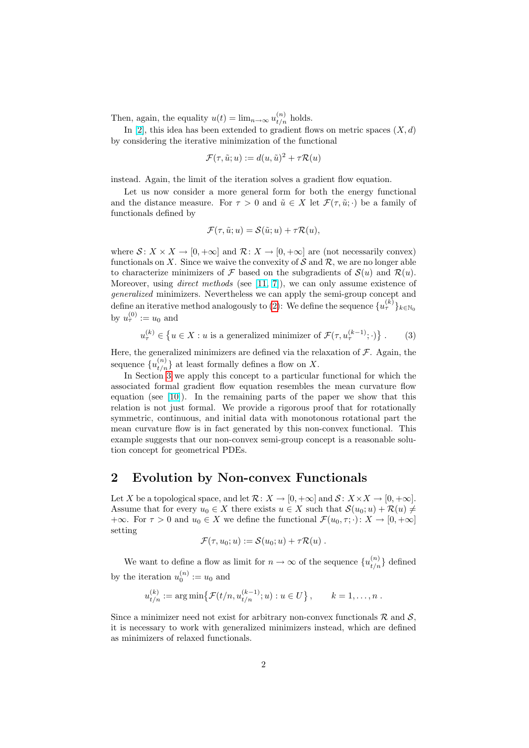Then, again, the equality $u(t) = \lim_{n\to\infty} u_{t/n}^{(n)}$ holds.

In [2], this idea has been extended to gradient flows on metric spaces $(X, d)$ by considering the iterative minimization of the functional

$$\mathcal{F}(\tau, \tilde{u}; u) := d(u, \tilde{u})^2 + \tau \mathcal{R}(u)$$

instead. Again, the limit of the iteration solves a gradient flow equation.

Let us now consider a more general form for both the energy functional and the distance measure. For $\tau > 0$ and $\tilde{u} \in X$ let $\mathcal{F}(\tau, \tilde{u}; \cdot)$ be a family of functionals defined by

$$\mathcal{F}(\tau, \tilde{u}; u) = \mathcal{S}(\tilde{u}; u) + \tau \mathcal{R}(u),$$

where $\mathcal{S} \colon X \times X \to [0, +\infty]$ and $\mathcal{R} \colon X \to [0, +\infty]$ are (not necessarily convex) functionals on $X$. Since we waive the convexity of $\mathcal{S}$ and $\mathcal{R}$, we are no longer able to characterize minimizers of $\mathcal{F}$ based on the subgradients of $\mathcal{S}(u)$ and $\mathcal{R}(u)$. Moreover, using *direct methods* (see [11, 7]), we can only assume existence of *generalized* minimizers. Nevertheless we can apply the semi-group concept and define an iterative method analogously to (2): We define the sequence $\{u_\tau^{(k)}\}_{k\in\mathbb{N}_0}$ by $u_\tau^{(0)} := u_0$ and

$$u_\tau^{(k)} \in \left\{ u \in X : u \text{ is a generalized minimizer of } \mathcal{F}(\tau, u_\tau^{(k-1)}; \cdot) \right\}. \qquad (3)$$

Here, the generalized minimizers are defined via the relaxation of $\mathcal{F}$. Again, the sequence $\{u_{t/n}^{(n)}\}$ at least formally defines a flow on $X$.

In Section 3 we apply this concept to a particular functional for which the associated formal gradient flow equation resembles the mean curvature flow equation (see [10]). In the remaining parts of the paper we show that this relation is not just formal. We provide a rigorous proof that for rotationally symmetric, continuous, and initial data with monotonous rotational part the mean curvature flow is in fact generated by this non-convex functional. This example suggests that our non-convex semi-group concept is a reasonable solution concept for geometrical PDEs.

## 2 Evolution by Non-convex Functionals

Let $X$ be a topological space, and let $\mathcal{R} \colon X \to [0, +\infty]$ and $\mathcal{S} \colon X \times X \to [0, +\infty]$. Assume that for every $u_0 \in X$ there exists $u \in X$ such that $\mathcal{S}(u_0; u) + \mathcal{R}(u) \neq +\infty$. For $\tau > 0$ and $u_0 \in X$ we define the functional $\mathcal{F}(u_0, \tau; \cdot) \colon X \to [0, +\infty]$ setting

$$\mathcal{F}(\tau, u_0; u) := \mathcal{S}(u_0; u) + \tau \mathcal{R}(u) .$$

We want to define a flow as limit for $n \to \infty$ of the sequence $\{u_{t/n}^{(n)}\}$ defined by the iteration $u_0^{(n)} := u_0$ and

$$u_{t/n}^{(k)} := \arg\min \left\{ \mathcal{F}(t/n, u_{t/n}^{(k-1)}; u) : u \in U \right\}, \qquad k = 1, \ldots, n .$$

Since a minimizer need not exist for arbitrary non-convex functionals $\mathcal{R}$ and $\mathcal{S}$, it is necessary to work with generalized minimizers instead, which are defined as minimizers of relaxed functionals.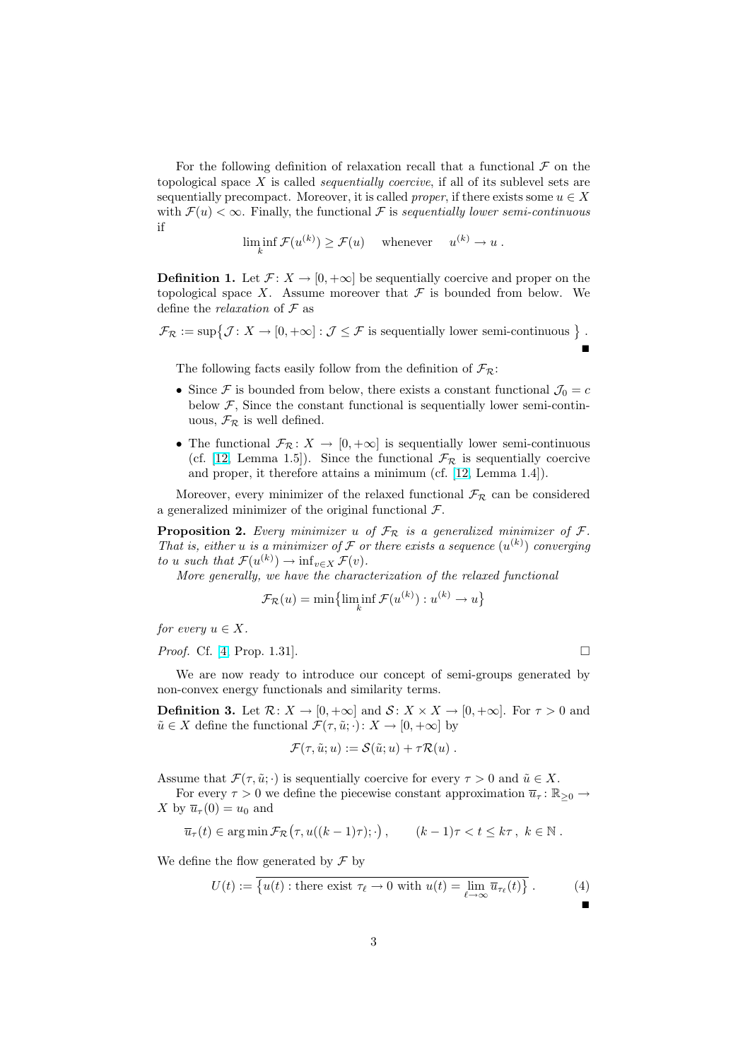For the following definition of relaxation recall that a functional $\mathcal{F}$ on the topological space $X$ is called *sequentially coercive*, if all of its sublevel sets are sequentially precompact. Moreover, it is called *proper*, if there exists some $u \in X$ with $\mathcal{F}(u) < \infty$. Finally, the functional $\mathcal{F}$ is *sequentially lower semi-continuous* if

$$\liminf_k \mathcal{F}(u^{(k)}) \geq \mathcal{F}(u) \quad \text{ whenever } \quad u^{(k)} \to u .$$

**Definition 1.** Let $\mathcal{F} \colon X \to [0, +\infty]$ be sequentially coercive and proper on the topological space $X$. Assume moreover that $\mathcal{F}$ is bounded from below. We define the *relaxation* of $\mathcal{F}$ as

$$\mathcal{F}_{\mathcal{R}} := \sup\bigl\{\mathcal{J} \colon X \to [0, +\infty] : \mathcal{J} \leq \mathcal{F} \text{ is sequentially lower semi-continuous } \bigr\} .$$

■

The following facts easily follow from the definition of $\mathcal{F}_{\mathcal{R}}$:

- Since $\mathcal{F}$ is bounded from below, there exists a constant functional $\mathcal{J}_0 = c$ below $\mathcal{F}$, Since the constant functional is sequentially lower semi-continuous, $\mathcal{F}_{\mathcal{R}}$ is well defined.
- The functional $\mathcal{F}_{\mathcal{R}} \colon X \to [0, +\infty]$ is sequentially lower semi-continuous (cf. [12, Lemma 1.5]). Since the functional $\mathcal{F}_{\mathcal{R}}$ is sequentially coercive and proper, it therefore attains a minimum (cf. [12, Lemma 1.4]).

Moreover, every minimizer of the relaxed functional $\mathcal{F}_{\mathcal{R}}$ can be considered a generalized minimizer of the original functional $\mathcal{F}$.

**Proposition 2.** *Every minimizer $u$ of $\mathcal{F}_{\mathcal{R}}$ is a generalized minimizer of $\mathcal{F}$. That is, either $u$ is a minimizer of $\mathcal{F}$ or there exists a sequence $(u^{(k)})$ converging to $u$ such that $\mathcal{F}(u^{(k)}) \to \inf_{v \in X} \mathcal{F}(v)$.*

*More generally, we have the characterization of the relaxed functional*

$$\mathcal{F}_{\mathcal{R}}(u) = \min\bigl\{\liminf_k \mathcal{F}(u^{(k)}) : u^{(k)} \to u\bigr\}$$

*for every $u \in X$.*

*Proof.* Cf. [4, Prop. 1.31]. □

We are now ready to introduce our concept of semi-groups generated by non-convex energy functionals and similarity terms.

**Definition 3.** Let $\mathcal{R} \colon X \to [0, +\infty]$ and $\mathcal{S} \colon X \times X \to [0, +\infty]$. For $\tau > 0$ and $\tilde{u} \in X$ define the functional $\mathcal{F}(\tau, \tilde{u}; \cdot) \colon X \to [0, +\infty]$ by

$$\mathcal{F}(\tau, \tilde{u}; u) := \mathcal{S}(\tilde{u}; u) + \tau \mathcal{R}(u) .$$

Assume that $\mathcal{F}(\tau, \tilde{u}; \cdot)$ is sequentially coercive for every $\tau > 0$ and $\tilde{u} \in X$.

For every $\tau > 0$ we define the piecewise constant approximation $\overline{u}_\tau \colon \mathbb{R}_{\geq 0} \to X$ by $\overline{u}_\tau(0) = u_0$ and

$$\overline{u}_\tau(t) \in \arg\min \mathcal{F}_{\mathcal{R}}\bigl(\tau, u((k-1)\tau); \cdot\bigr) , \qquad (k-1)\tau < t \leq k\tau , \; k \in \mathbb{N} .$$

We define the flow generated by $\mathcal{F}$ by

$$U(t) := \overline{\bigl\{u(t) : \text{there exist } \tau_\ell \to 0 \text{ with } u(t) = \lim_{\ell \to \infty} \overline{u}_{\tau_\ell}(t)\bigr\}} . \tag{4}$$

■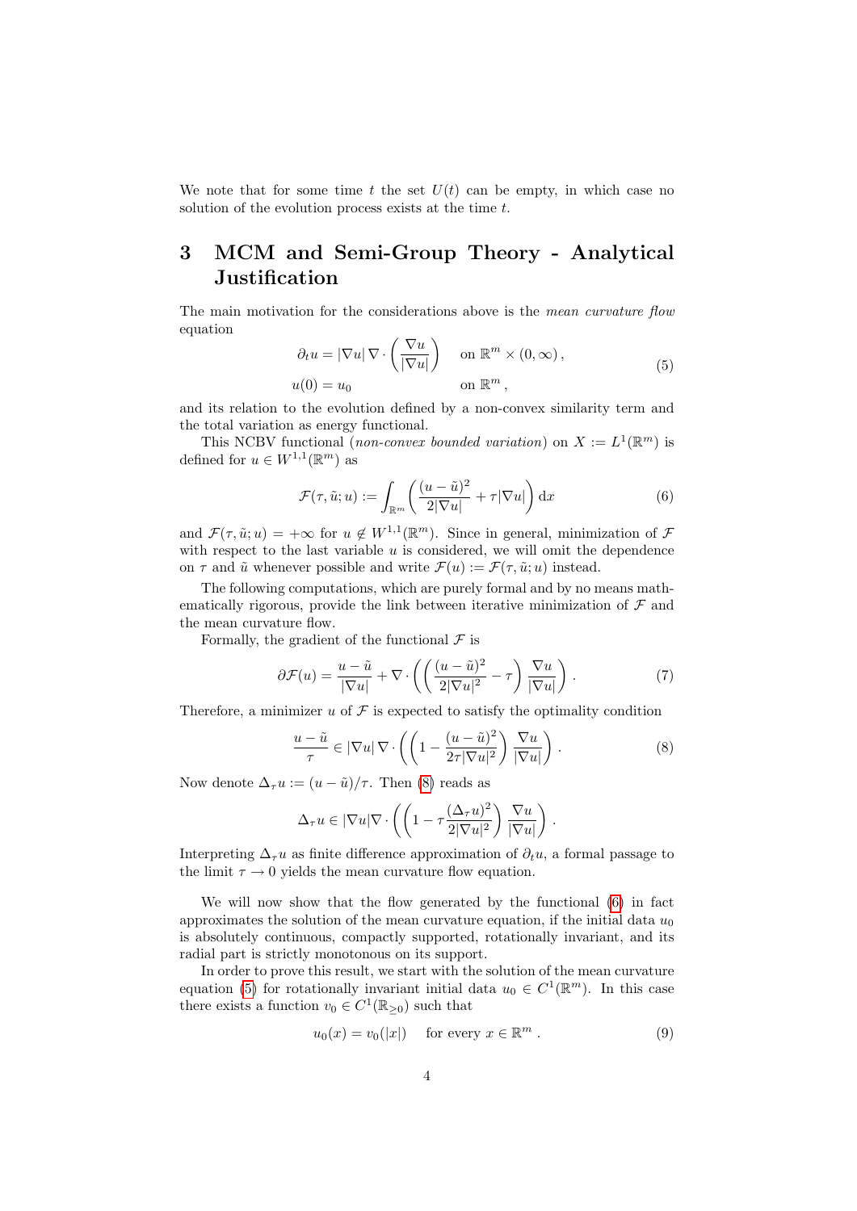We note that for some time $t$ the set $U(t)$ can be empty, in which case no solution of the evolution process exists at the time $t$.

# 3 MCM and Semi-Group Theory - Analytical Justification

The main motivation for the considerations above is the *mean curvature flow* equation

$$
\begin{aligned}
\partial_t u &= |\nabla u| \, \nabla \cdot \left( \frac{\nabla u}{|\nabla u|} \right) \quad && \text{on } \mathbb{R}^m \times (0, \infty)\,, \\
u(0) &= u_0 && \text{on } \mathbb{R}^m\,,
\end{aligned}
\tag{5}
$$

and its relation to the evolution defined by a non-convex similarity term and the total variation as energy functional.

This NCBV functional (*non-convex bounded variation*) on $X := L^1(\mathbb{R}^m)$ is defined for $u \in W^{1,1}(\mathbb{R}^m)$ as

$$
\mathcal{F}(\tau, \tilde{u}; u) := \int_{\mathbb{R}^m} \left( \frac{(u - \tilde{u})^2}{2|\nabla u|} + \tau |\nabla u| \right) \mathrm{d}x \tag{6}
$$

and $\mathcal{F}(\tau, \tilde{u}; u) = +\infty$ for $u \notin W^{1,1}(\mathbb{R}^m)$. Since in general, minimization of $\mathcal{F}$ with respect to the last variable $u$ is considered, we will omit the dependence on $\tau$ and $\tilde{u}$ whenever possible and write $\mathcal{F}(u) := \mathcal{F}(\tau, \tilde{u}; u)$ instead.

The following computations, which are purely formal and by no means mathematically rigorous, provide the link between iterative minimization of $\mathcal{F}$ and the mean curvature flow.

Formally, the gradient of the functional $\mathcal{F}$ is

$$
\partial \mathcal{F}(u) = \frac{u - \tilde{u}}{|\nabla u|} + \nabla \cdot \left( \left( \frac{(u - \tilde{u})^2}{2|\nabla u|^2} - \tau \right) \frac{\nabla u}{|\nabla u|} \right). \tag{7}
$$

Therefore, a minimizer $u$ of $\mathcal{F}$ is expected to satisfy the optimality condition

$$
\frac{u - \tilde{u}}{\tau} \in |\nabla u| \, \nabla \cdot \left( \left( 1 - \frac{(u - \tilde{u})^2}{2\tau |\nabla u|^2} \right) \frac{\nabla u}{|\nabla u|} \right). \tag{8}
$$

Now denote $\Delta_\tau u := (u - \tilde{u})/\tau$. Then (8) reads as

$$
\Delta_\tau u \in |\nabla u| \nabla \cdot \left( \left( 1 - \tau \frac{(\Delta_\tau u)^2}{2|\nabla u|^2} \right) \frac{\nabla u}{|\nabla u|} \right).
$$

Interpreting $\Delta_\tau u$ as finite difference approximation of $\partial_t u$, a formal passage to the limit $\tau \to 0$ yields the mean curvature flow equation.

We will now show that the flow generated by the functional (6) in fact approximates the solution of the mean curvature equation, if the initial data $u_0$ is absolutely continuous, compactly supported, rotationally invariant, and its radial part is strictly monotonous on its support.

In order to prove this result, we start with the solution of the mean curvature equation (5) for rotationally invariant initial data $u_0 \in C^1(\mathbb{R}^m)$. In this case there exists a function $v_0 \in C^1(\mathbb{R}_{\geq 0})$ such that

$$
u_0(x) = v_0(|x|) \quad \text{for every } x \in \mathbb{R}^m\,. \tag{9}
$$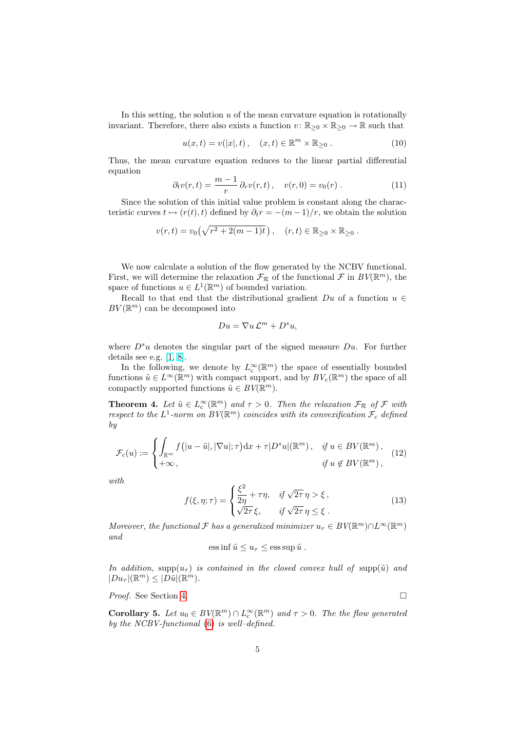In this setting, the solution $u$ of the mean curvature equation is rotationally invariant. Therefore, there also exists a function $v\colon \mathbb{R}_{\geq 0} \times \mathbb{R}_{\geq 0} \to \mathbb{R}$ such that

$$u(x,t) = v(|x|,t)\,, \quad (x,t) \in \mathbb{R}^m \times \mathbb{R}_{\geq 0}\,. \tag{10}$$

Thus, the mean curvature equation reduces to the linear partial differential equation

$$\partial_t v(r,t) = \frac{m-1}{r}\,\partial_r v(r,t)\,, \quad v(r,0) = v_0(r)\,. \tag{11}$$

Since the solution of this initial value problem is constant along the characteristic curves $t \mapsto (r(t),t)$ defined by $\partial_t r = -(m-1)/r$, we obtain the solution

$$v(r,t) = v_0\big(\sqrt{r^2 + 2(m-1)t}\,\big)\,, \quad (r,t) \in \mathbb{R}_{\geq 0} \times \mathbb{R}_{\geq 0}\,.$$

We now calculate a solution of the flow generated by the NCBV functional. First, we will determine the relaxation $\mathcal{F}_\mathcal{R}$ of the functional $\mathcal{F}$ in $BV(\mathbb{R}^m)$, the space of functions $u \in L^1(\mathbb{R}^m)$ of bounded variation.

Recall to that end that the distributional gradient $Du$ of a function $u \in BV(\mathbb{R}^m)$ can be decomposed into

$$Du = \nabla u\, \mathcal{L}^m + D^s u,$$

where $D^s u$ denotes the singular part of the signed measure $Du$. For further details see e.g. [1, 8].

In the following, we denote by $L^\infty_c(\mathbb{R}^m)$ the space of essentially bounded functions $\tilde{u} \in L^\infty(\mathbb{R}^m)$ with compact support, and by $BV_c(\mathbb{R}^m)$ the space of all compactly supported functions $\tilde{u} \in BV(\mathbb{R}^m)$.

**Theorem 4.** *Let $\tilde{u} \in L^\infty_c(\mathbb{R}^m)$ and $\tau > 0$. Then the relaxation $\mathcal{F}_\mathcal{R}$ of $\mathcal{F}$ with respect to the $L^1$-norm on $BV(\mathbb{R}^m)$ coincides with its convexification $\mathcal{F}_c$ defined by*

$$\mathcal{F}_c(u) := \begin{cases} \displaystyle\int_{\mathbb{R}^m} f\big(|u-\tilde{u}|, |\nabla u|; \tau\big)\,\mathrm{d}x + \tau |D^s u|(\mathbb{R}^m)\,, & \text{if } u \in BV(\mathbb{R}^m)\,, \\ +\infty\,, & \text{if } u \notin BV(\mathbb{R}^m)\,, \end{cases} \tag{12}$$

*with*

$$f(\xi,\eta;\tau) = \begin{cases} \dfrac{\xi^2}{2\eta} + \tau\eta, & \text{if } \sqrt{2\tau}\,\eta > \xi\,, \\ \sqrt{2\tau}\,\xi, & \text{if } \sqrt{2\tau}\,\eta \leq \xi\,. \end{cases} \tag{13}$$

*Moreover, the functional $\mathcal{F}$ has a generalized minimizer $u_\tau \in BV(\mathbb{R}^m) \cap L^\infty(\mathbb{R}^m)$ and*

$$\operatorname{ess\,inf} \tilde{u} \leq u_\tau \leq \operatorname{ess\,sup} \tilde{u}\,.$$

*In addition, $\operatorname{supp}(u_\tau)$ is contained in the closed convex hull of $\operatorname{supp}(\tilde{u})$ and $|Du_\tau|(\mathbb{R}^m) \leq |D\tilde{u}|(\mathbb{R}^m)$.*

*Proof.* See Section 4. $\square$

**Corollary 5.** *Let $u_0 \in BV(\mathbb{R}^m) \cap L^\infty_c(\mathbb{R}^m)$ and $\tau > 0$. The the flow generated by the NCBV-functional (6) is well–defined.*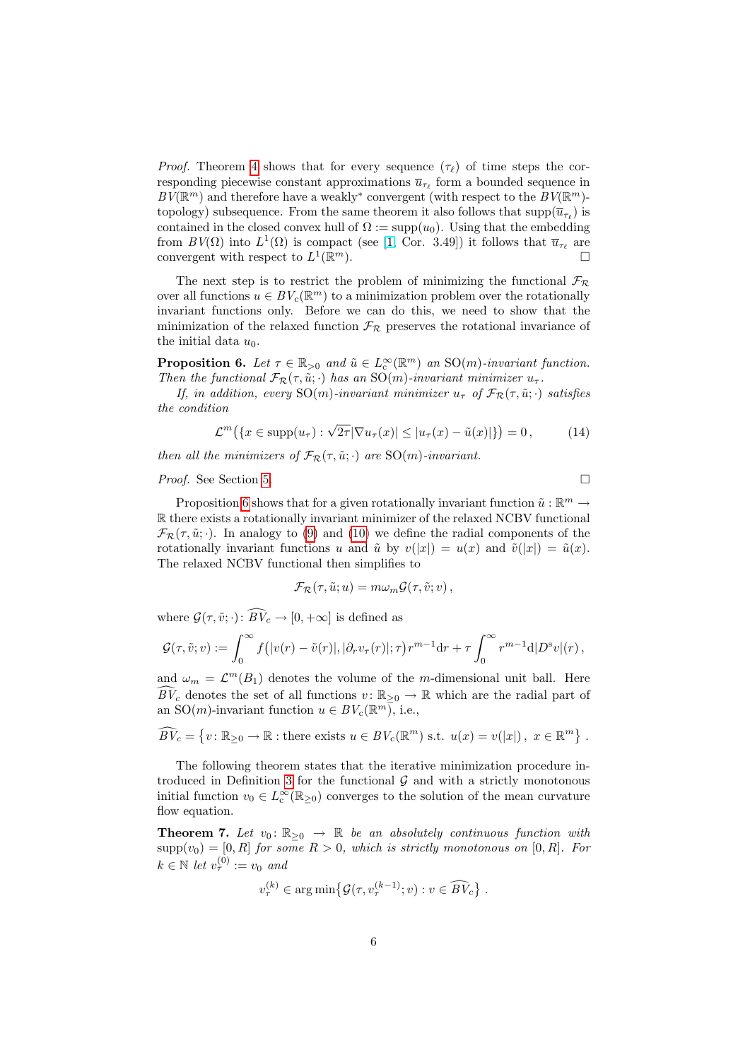*Proof.* Theorem 4 shows that for every sequence $(\tau_\ell)$ of time steps the corresponding piecewise constant approximations $\overline{u}_{\tau_\ell}$ form a bounded sequence in $BV(\mathbb{R}^m)$ and therefore have a weakly$^*$ convergent (with respect to the $BV(\mathbb{R}^m)$-topology) subsequence. From the same theorem it also follows that $\operatorname{supp}(\overline{u}_{\tau_\ell})$ is contained in the closed convex hull of $\Omega := \operatorname{supp}(u_0)$. Using that the embedding from $BV(\Omega)$ into $L^1(\Omega)$ is compact (see [1, Cor. 3.49]) it follows that $\overline{u}_{\tau_\ell}$ are convergent with respect to $L^1(\mathbb{R}^m)$. □

The next step is to restrict the problem of minimizing the functional $\mathcal{F}_\mathcal{R}$ over all functions $u \in BV_c(\mathbb{R}^m)$ to a minimization problem over the rotationally invariant functions only. Before we can do this, we need to show that the minimization of the relaxed function $\mathcal{F}_\mathcal{R}$ preserves the rotational invariance of the initial data $u_0$.

**Proposition 6.** *Let $\tau \in \mathbb{R}_{>0}$ and $\tilde{u} \in L^\infty_c(\mathbb{R}^m)$ an $\mathrm{SO}(m)$-invariant function. Then the functional $\mathcal{F}_\mathcal{R}(\tau, \tilde{u}; \cdot)$ has an $\mathrm{SO}(m)$-invariant minimizer $u_\tau$.*

*If, in addition, every $\mathrm{SO}(m)$-invariant minimizer $u_\tau$ of $\mathcal{F}_\mathcal{R}(\tau, \tilde{u}; \cdot)$ satisfies the condition*

$$\mathcal{L}^m\big(\{x \in \operatorname{supp}(u_\tau) : \sqrt{2\tau}|\nabla u_\tau(x)| \leq |u_\tau(x) - \tilde{u}(x)|\}\big) = 0\,, \tag{14}$$

*then all the minimizers of $\mathcal{F}_\mathcal{R}(\tau, \tilde{u}; \cdot)$ are $\mathrm{SO}(m)$-invariant.*

*Proof.* See Section 5. □

Proposition 6 shows that for a given rotationally invariant function $\tilde{u} : \mathbb{R}^m \to \mathbb{R}$ there exists a rotationally invariant minimizer of the relaxed NCBV functional $\mathcal{F}_\mathcal{R}(\tau, \tilde{u}; \cdot)$. In analogy to (9) and (10) we define the radial components of the rotationally invariant functions $u$ and $\tilde{u}$ by $v(|x|) = u(x)$ and $\tilde{v}(|x|) = \tilde{u}(x)$. The relaxed NCBV functional then simplifies to

$$\mathcal{F}_\mathcal{R}(\tau, \tilde{u}; u) = m\omega_m \mathcal{G}(\tau, \tilde{v}; v)\,,$$

where $\mathcal{G}(\tau, \tilde{v}; \cdot) : \widehat{BV}_c \to [0, +\infty]$ is defined as

$$\mathcal{G}(\tau, \tilde{v}; v) := \int_0^\infty f\big(|v(r) - \tilde{v}(r)|, |\partial_r v_\tau(r)|; \tau\big) r^{m-1} \mathrm{d}r + \tau \int_0^\infty r^{m-1} \mathrm{d}|D^s v|(r)\,,$$

and $\omega_m = \mathcal{L}^m(B_1)$ denotes the volume of the $m$-dimensional unit ball. Here $\widehat{BV}_c$ denotes the set of all functions $v : \mathbb{R}_{\geq 0} \to \mathbb{R}$ which are the radial part of an $\mathrm{SO}(m)$-invariant function $u \in BV_c(\mathbb{R}^m)$, i.e.,

$$\widehat{BV}_c = \big\{v : \mathbb{R}_{\geq 0} \to \mathbb{R} : \text{there exists } u \in BV_c(\mathbb{R}^m) \text{ s.t. } u(x) = v(|x|)\,,\ x \in \mathbb{R}^m\big\}\,.$$

The following theorem states that the iterative minimization procedure introduced in Definition 3 for the functional $\mathcal{G}$ and with a strictly monotonous initial function $v_0 \in L^\infty_c(\mathbb{R}_{\geq 0})$ converges to the solution of the mean curvature flow equation.

**Theorem 7.** *Let $v_0 : \mathbb{R}_{\geq 0} \to \mathbb{R}$ be an absolutely continuous function with $\operatorname{supp}(v_0) = [0, R]$ for some $R > 0$, which is strictly monotonous on $[0, R]$. For $k \in \mathbb{N}$ let $v_\tau^{(0)} := v_0$ and*

$$v_\tau^{(k)} \in \arg\min\big\{\mathcal{G}(\tau, v_\tau^{(k-1)}; v) : v \in \widehat{BV}_c\big\}\,.$$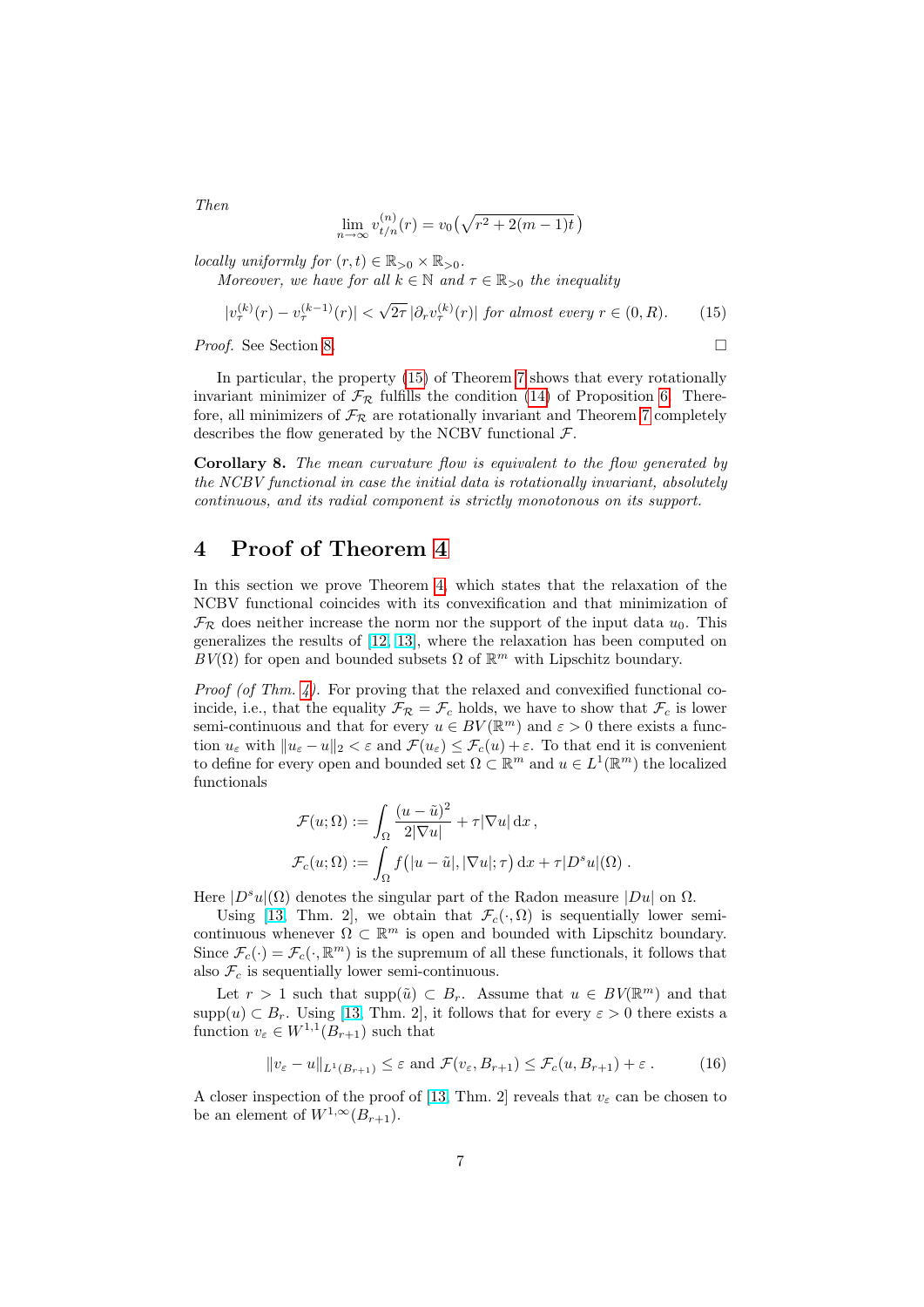*Then*

$$\lim_{n\to\infty} v_{t/n}^{(n)}(r) = v_0\big(\sqrt{r^2 + 2(m-1)t}\big)$$

*locally uniformly for* $(r,t) \in \mathbb{R}_{>0} \times \mathbb{R}_{>0}$.

*Moreover, we have for all* $k \in \mathbb{N}$ *and* $\tau \in \mathbb{R}_{>0}$ *the inequality*

$$|v_\tau^{(k)}(r) - v_\tau^{(k-1)}(r)| < \sqrt{2\tau}\, |\partial_r v_\tau^{(k)}(r)| \text{ for almost every } r \in (0,R). \tag{15}$$

*Proof.* See Section 8. □

In particular, the property (15) of Theorem 7 shows that every rotationally invariant minimizer of $\mathcal{F}_\mathcal{R}$ fulfills the condition (14) of Proposition 6. Therefore, all minimizers of $\mathcal{F}_\mathcal{R}$ are rotationally invariant and Theorem 7 completely describes the flow generated by the NCBV functional $\mathcal{F}$.

**Corollary 8.** *The mean curvature flow is equivalent to the flow generated by the NCBV functional in case the initial data is rotationally invariant, absolutely continuous, and its radial component is strictly monotonous on its support.*

## 4 Proof of Theorem 4

In this section we prove Theorem 4, which states that the relaxation of the NCBV functional coincides with its convexification and that minimization of $\mathcal{F}_\mathcal{R}$ does neither increase the norm nor the support of the input data $u_0$. This generalizes the results of [12, 13], where the relaxation has been computed on $BV(\Omega)$ for open and bounded subsets $\Omega$ of $\mathbb{R}^m$ with Lipschitz boundary.

*Proof (of Thm. 4).* For proving that the relaxed and convexified functional coincide, i.e., that the equality $\mathcal{F}_\mathcal{R} = \mathcal{F}_c$ holds, we have to show that $\mathcal{F}_c$ is lower semi-continuous and that for every $u \in BV(\mathbb{R}^m)$ and $\varepsilon > 0$ there exists a function $u_\varepsilon$ with $\|u_\varepsilon - u\|_2 < \varepsilon$ and $\mathcal{F}(u_\varepsilon) \le \mathcal{F}_c(u) + \varepsilon$. To that end it is convenient to define for every open and bounded set $\Omega \subset \mathbb{R}^m$ and $u \in L^1(\mathbb{R}^m)$ the localized functionals

$$\mathcal{F}(u;\Omega) := \int_\Omega \frac{(u-\tilde{u})^2}{2|\nabla u|} + \tau |\nabla u| \,\mathrm{d}x\,,$$

$$\mathcal{F}_c(u;\Omega) := \int_\Omega f\big(|u-\tilde{u}|, |\nabla u|; \tau\big)\,\mathrm{d}x + \tau |D^s u|(\Omega)\,.$$

Here $|D^s u|(\Omega)$ denotes the singular part of the Radon measure $|Du|$ on $\Omega$.

Using [13, Thm. 2], we obtain that $\mathcal{F}_c(\cdot,\Omega)$ is sequentially lower semi-continuous whenever $\Omega \subset \mathbb{R}^m$ is open and bounded with Lipschitz boundary. Since $\mathcal{F}_c(\cdot) = \mathcal{F}_c(\cdot,\mathbb{R}^m)$ is the supremum of all these functionals, it follows that also $\mathcal{F}_c$ is sequentially lower semi-continuous.

Let $r > 1$ such that $\mathrm{supp}(\tilde{u}) \subset B_r$. Assume that $u \in BV(\mathbb{R}^m)$ and that $\mathrm{supp}(u) \subset B_r$. Using [13, Thm. 2], it follows that for every $\varepsilon > 0$ there exists a function $v_\varepsilon \in W^{1,1}(B_{r+1})$ such that

$$\|v_\varepsilon - u\|_{L^1(B_{r+1})} \le \varepsilon \text{ and } \mathcal{F}(v_\varepsilon, B_{r+1}) \le \mathcal{F}_c(u, B_{r+1}) + \varepsilon\,. \tag{16}$$

A closer inspection of the proof of [13, Thm. 2] reveals that $v_\varepsilon$ can be chosen to be an element of $W^{1,\infty}(B_{r+1})$.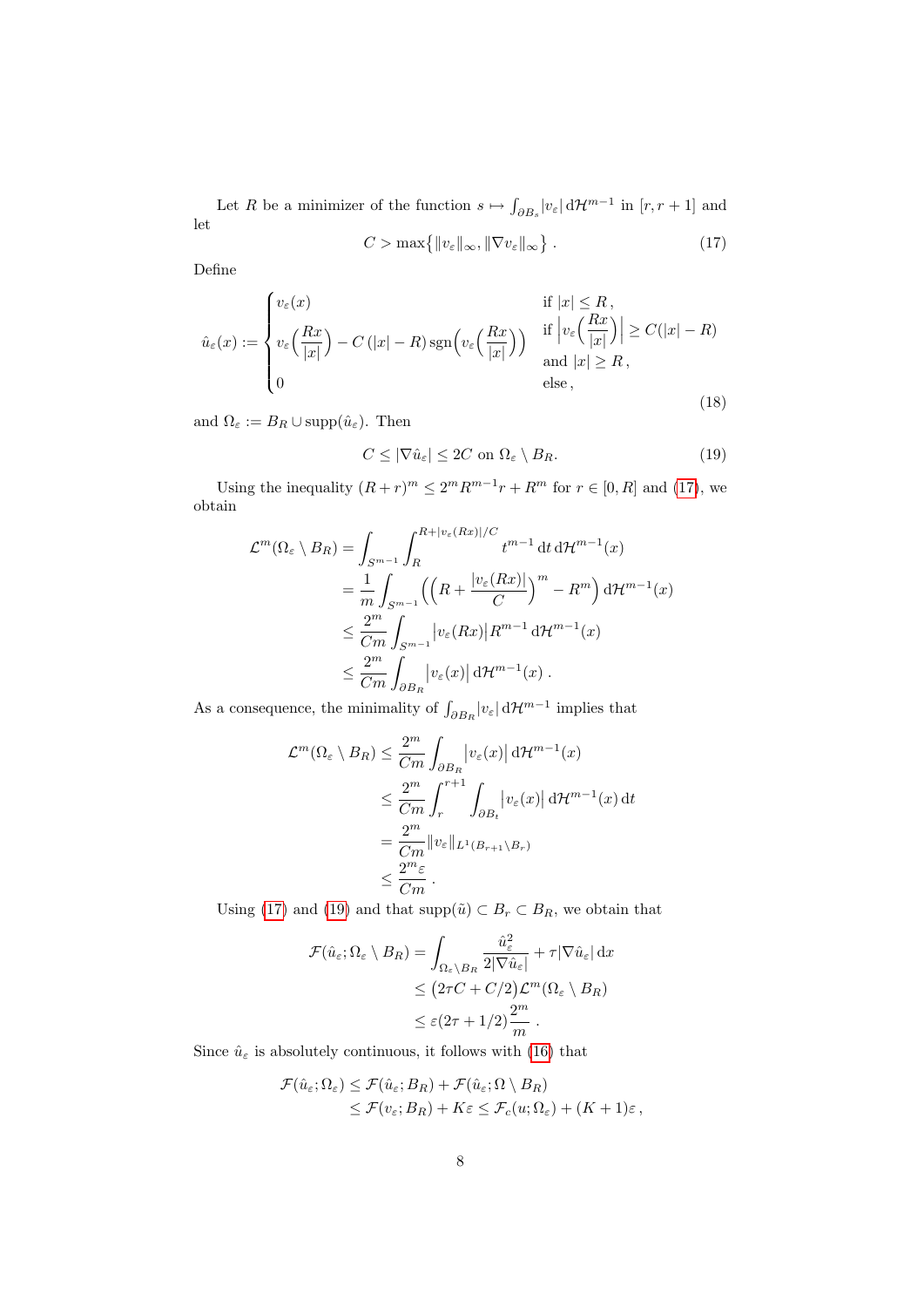Let $R$ be a minimizer of the function $s \mapsto \int_{\partial B_s} |v_\varepsilon| \,\mathrm{d}\mathcal{H}^{m-1}$ in $[r, r+1]$ and let

$$C > \max\{\|v_\varepsilon\|_\infty, \|\nabla v_\varepsilon\|_\infty\} \,. \tag{17}$$

Define

$$\hat{u}_\varepsilon(x) := \begin{cases} v_\varepsilon(x) & \text{if } |x| \leq R\,, \\ v_\varepsilon\Big(\dfrac{Rx}{|x|}\Big) - C\,(|x| - R)\operatorname{sgn}\Big(v_\varepsilon\Big(\dfrac{Rx}{|x|}\Big)\Big) & \text{if } \Big|v_\varepsilon\Big(\dfrac{Rx}{|x|}\Big)\Big| \geq C(|x| - R) \\ & \text{and } |x| \geq R\,, \\ 0 & \text{else}\,, \end{cases} \tag{18}$$

and $\Omega_\varepsilon := B_R \cup \operatorname{supp}(\hat{u}_\varepsilon)$. Then

$$C \leq |\nabla \hat{u}_\varepsilon| \leq 2C \text{ on } \Omega_\varepsilon \setminus B_R. \tag{19}$$

Using the inequality $(R+r)^m \leq 2^m R^{m-1} r + R^m$ for $r \in [0, R]$ and (17), we obtain

$$\begin{aligned}
\mathcal{L}^m(\Omega_\varepsilon \setminus B_R) &= \int_{S^{m-1}} \int_R^{R + |v_\varepsilon(Rx)|/C} t^{m-1} \,\mathrm{d}t \,\mathrm{d}\mathcal{H}^{m-1}(x) \\
&= \frac{1}{m} \int_{S^{m-1}} \Big( \Big(R + \frac{|v_\varepsilon(Rx)|}{C}\Big)^m - R^m \Big) \,\mathrm{d}\mathcal{H}^{m-1}(x) \\
&\leq \frac{2^m}{Cm} \int_{S^{m-1}} \big|v_\varepsilon(Rx)\big| R^{m-1} \,\mathrm{d}\mathcal{H}^{m-1}(x) \\
&\leq \frac{2^m}{Cm} \int_{\partial B_R} \big|v_\varepsilon(x)\big| \,\mathrm{d}\mathcal{H}^{m-1}(x)\,.
\end{aligned}$$

As a consequence, the minimality of $\int_{\partial B_R} |v_\varepsilon| \,\mathrm{d}\mathcal{H}^{m-1}$ implies that

$$\begin{aligned}
\mathcal{L}^m(\Omega_\varepsilon \setminus B_R) &\leq \frac{2^m}{Cm} \int_{\partial B_R} \big|v_\varepsilon(x)\big| \,\mathrm{d}\mathcal{H}^{m-1}(x) \\
&\leq \frac{2^m}{Cm} \int_r^{r+1} \int_{\partial B_t} \big|v_\varepsilon(x)\big| \,\mathrm{d}\mathcal{H}^{m-1}(x) \,\mathrm{d}t \\
&= \frac{2^m}{Cm} \|v_\varepsilon\|_{L^1(B_{r+1} \setminus B_r)} \\
&\leq \frac{2^m \varepsilon}{Cm}\,.
\end{aligned}$$

Using (17) and (19) and that $\operatorname{supp}(\tilde{u}) \subset B_r \subset B_R$, we obtain that

$$\begin{aligned}
\mathcal{F}(\hat{u}_\varepsilon; \Omega_\varepsilon \setminus B_R) &= \int_{\Omega_\varepsilon \setminus B_R} \frac{\hat{u}_\varepsilon^2}{2|\nabla \hat{u}_\varepsilon|} + \tau |\nabla \hat{u}_\varepsilon| \,\mathrm{d}x \\
&\leq \big(2\tau C + C/2\big) \mathcal{L}^m(\Omega_\varepsilon \setminus B_R) \\
&\leq \varepsilon (2\tau + 1/2) \frac{2^m}{m}\,.
\end{aligned}$$

Since $\hat{u}_\varepsilon$ is absolutely continuous, it follows with (16) that

$$\begin{aligned}
\mathcal{F}(\hat{u}_\varepsilon; \Omega_\varepsilon) &\leq \mathcal{F}(\hat{u}_\varepsilon; B_R) + \mathcal{F}(\hat{u}_\varepsilon; \Omega \setminus B_R) \\
&\leq \mathcal{F}(v_\varepsilon; B_R) + K\varepsilon \leq \mathcal{F}_c(u; \Omega_\varepsilon) + (K+1)\varepsilon\,,
\end{aligned}$$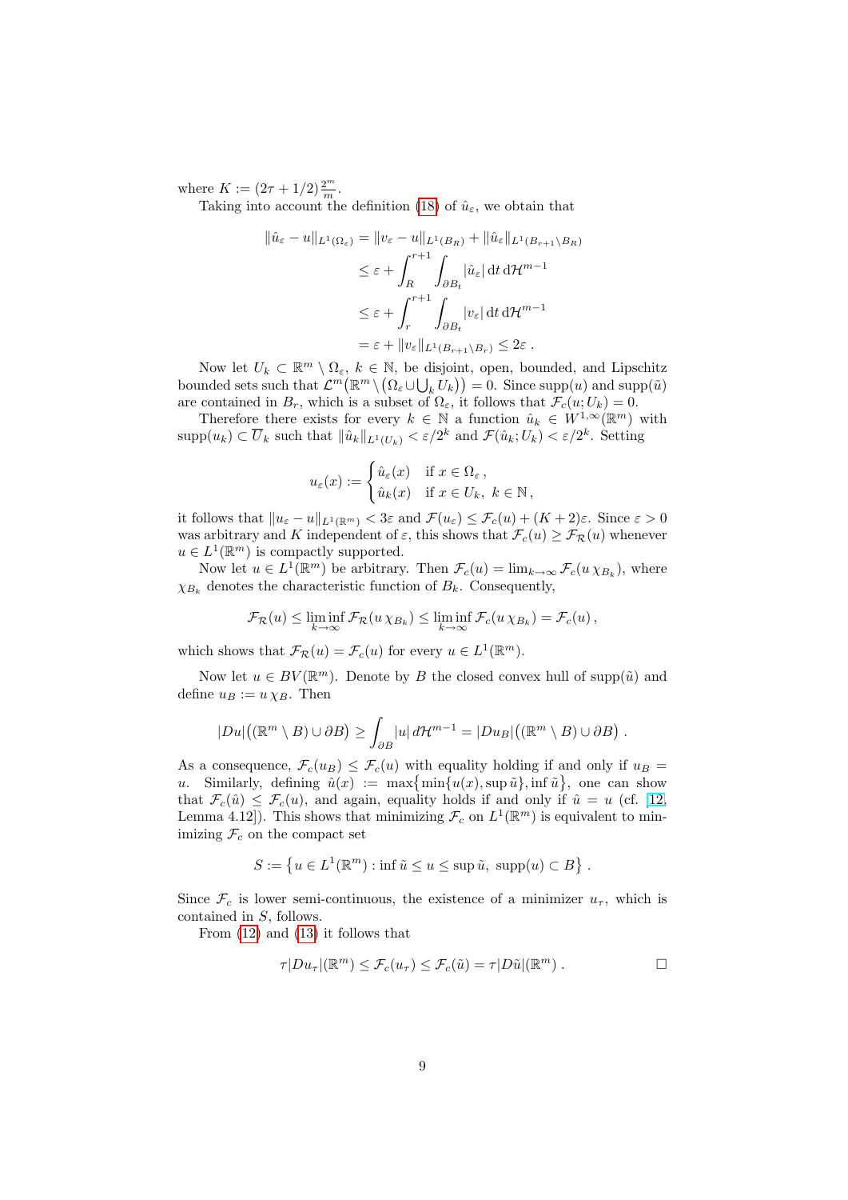where $K := (2\tau + 1/2)\frac{2^m}{m}$.

Taking into account the definition (18) of $\hat{u}_\varepsilon$, we obtain that

$$
\begin{aligned}
\|\hat{u}_\varepsilon - u\|_{L^1(\Omega_\varepsilon)} &= \|v_\varepsilon - u\|_{L^1(B_R)} + \|\hat{u}_\varepsilon\|_{L^1(B_{r+1}\setminus B_R)} \\
&\le \varepsilon + \int_R^{r+1} \int_{\partial B_t} |\hat{u}_\varepsilon| \,\mathrm{d}t \,\mathrm{d}\mathcal{H}^{m-1} \\
&\le \varepsilon + \int_r^{r+1} \int_{\partial B_t} |v_\varepsilon| \,\mathrm{d}t \,\mathrm{d}\mathcal{H}^{m-1} \\
&= \varepsilon + \|v_\varepsilon\|_{L^1(B_{r+1}\setminus B_r)} \le 2\varepsilon\,.
\end{aligned}
$$

Now let $U_k \subset \mathbb{R}^m \setminus \Omega_\varepsilon$, $k \in \mathbb{N}$, be disjoint, open, bounded, and Lipschitz bounded sets such that $\mathcal{L}^m\big(\mathbb{R}^m \setminus \big(\Omega_\varepsilon \cup \bigcup_k U_k\big)\big) = 0$. Since $\operatorname{supp}(u)$ and $\operatorname{supp}(\tilde{u})$ are contained in $B_r$, which is a subset of $\Omega_\varepsilon$, it follows that $\mathcal{F}_c(u; U_k) = 0$.

Therefore there exists for every $k \in \mathbb{N}$ a function $\hat{u}_k \in W^{1,\infty}(\mathbb{R}^m)$ with $\operatorname{supp}(u_k) \subset \overline{U}_k$ such that $\|\hat{u}_k\|_{L^1(U_k)} < \varepsilon/2^k$ and $\mathcal{F}(\hat{u}_k; U_k) < \varepsilon/2^k$. Setting

$$
u_\varepsilon(x) := \begin{cases} \hat{u}_\varepsilon(x) & \text{if } x \in \Omega_\varepsilon\,, \\ \hat{u}_k(x) & \text{if } x \in U_k,\ k \in \mathbb{N}\,, \end{cases}
$$

it follows that $\|u_\varepsilon - u\|_{L^1(\mathbb{R}^m)} < 3\varepsilon$ and $\mathcal{F}(u_\varepsilon) \le \mathcal{F}_c(u) + (K+2)\varepsilon$. Since $\varepsilon > 0$ was arbitrary and $K$ independent of $\varepsilon$, this shows that $\mathcal{F}_c(u) \ge \mathcal{F}_{\mathcal{R}}(u)$ whenever $u \in L^1(\mathbb{R}^m)$ is compactly supported.

Now let $u \in L^1(\mathbb{R}^m)$ be arbitrary. Then $\mathcal{F}_c(u) = \lim_{k\to\infty} \mathcal{F}_c(u\,\chi_{B_k})$, where $\chi_{B_k}$ denotes the characteristic function of $B_k$. Consequently,

$$
\mathcal{F}_{\mathcal{R}}(u) \le \liminf_{k\to\infty} \mathcal{F}_{\mathcal{R}}(u\,\chi_{B_k}) \le \liminf_{k\to\infty} \mathcal{F}_c(u\,\chi_{B_k}) = \mathcal{F}_c(u)\,,
$$

which shows that $\mathcal{F}_{\mathcal{R}}(u) = \mathcal{F}_c(u)$ for every $u \in L^1(\mathbb{R}^m)$.

Now let $u \in BV(\mathbb{R}^m)$. Denote by $B$ the closed convex hull of $\operatorname{supp}(\tilde{u})$ and define $u_B := u\,\chi_B$. Then

$$
|Du|\big((\mathbb{R}^m \setminus B) \cup \partial B\big) \ge \int_{\partial B} |u|\, d\mathcal{H}^{m-1} = |Du_B|\big((\mathbb{R}^m \setminus B) \cup \partial B\big)\,.
$$

As a consequence, $\mathcal{F}_c(u_B) \le \mathcal{F}_c(u)$ with equality holding if and only if $u_B = u$. Similarly, defining $\hat{u}(x) := \max\big\{\min\{u(x), \sup \tilde{u}\}, \inf \tilde{u}\big\}$, one can show that $\mathcal{F}_c(\hat{u}) \le \mathcal{F}_c(u)$, and again, equality holds if and only if $\hat{u} = u$ (cf. [12, Lemma 4.12]). This shows that minimizing $\mathcal{F}_c$ on $L^1(\mathbb{R}^m)$ is equivalent to minimizing $\mathcal{F}_c$ on the compact set

$$
S := \big\{u \in L^1(\mathbb{R}^m) : \inf \tilde{u} \le u \le \sup \tilde{u},\ \operatorname{supp}(u) \subset B\big\}\,.
$$

Since $\mathcal{F}_c$ is lower semi-continuous, the existence of a minimizer $u_\tau$, which is contained in $S$, follows.

From (12) and (13) it follows that

$$
\tau|Du_\tau|(\mathbb{R}^m) \le \mathcal{F}_c(u_\tau) \le \mathcal{F}_c(\tilde{u}) = \tau|D\tilde{u}|(\mathbb{R}^m)\,. \qquad \square
$$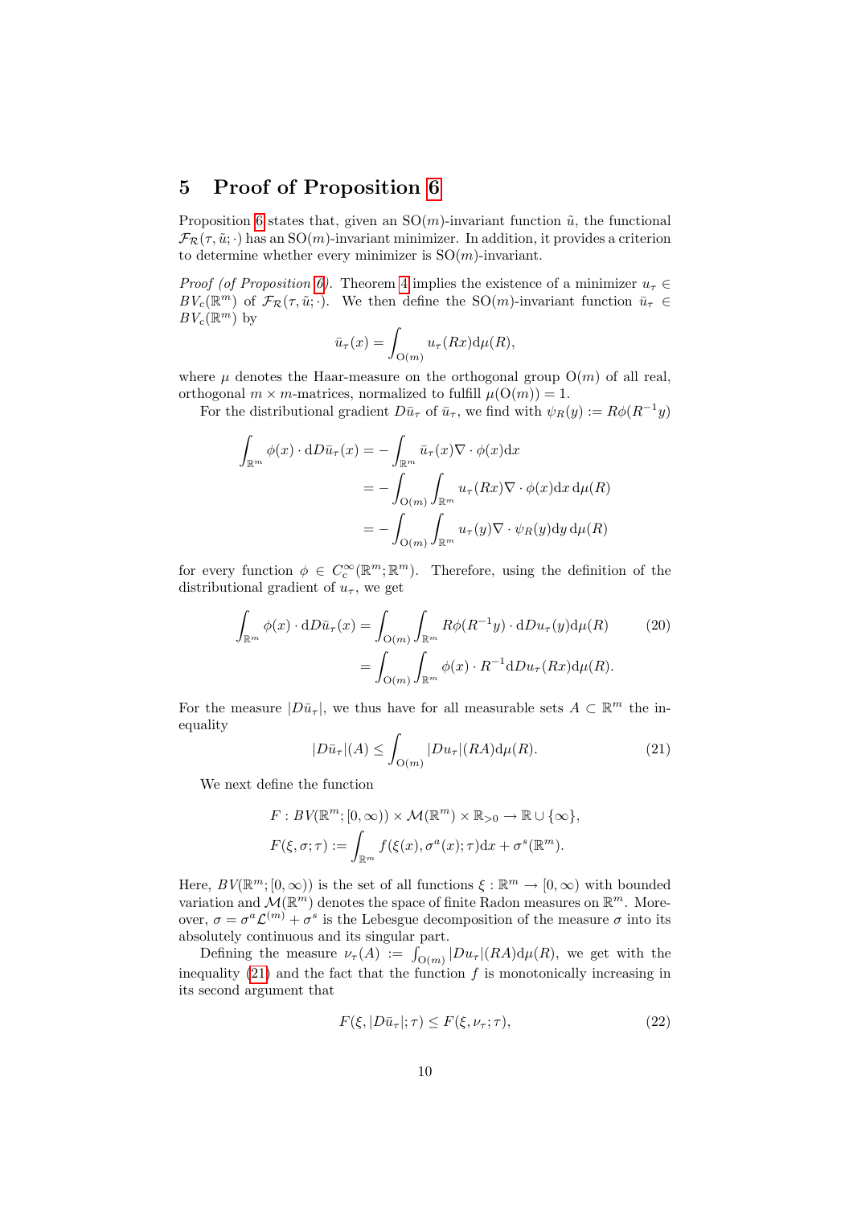## 5 Proof of Proposition 6

Proposition 6 states that, given an $\mathrm{SO}(m)$-invariant function $\tilde{u}$, the functional $\mathcal{F}_{\mathcal{R}}(\tau, \tilde{u}; \cdot)$ has an $\mathrm{SO}(m)$-invariant minimizer. In addition, it provides a criterion to determine whether every minimizer is $\mathrm{SO}(m)$-invariant.

*Proof (of Proposition 6).* Theorem 4 implies the existence of a minimizer $u_\tau \in BV_c(\mathbb{R}^m)$ of $\mathcal{F}_{\mathcal{R}}(\tau, \tilde{u}; \cdot)$. We then define the $\mathrm{SO}(m)$-invariant function $\bar{u}_\tau \in BV_c(\mathbb{R}^m)$ by

$$\bar{u}_\tau(x) = \int_{\mathrm{O}(m)} u_\tau(Rx) \mathrm{d}\mu(R),$$

where $\mu$ denotes the Haar-measure on the orthogonal group $\mathrm{O}(m)$ of all real, orthogonal $m \times m$-matrices, normalized to fulfill $\mu(\mathrm{O}(m)) = 1$.

For the distributional gradient $D\bar{u}_\tau$ of $\bar{u}_\tau$, we find with $\psi_R(y) := R\phi(R^{-1}y)$

$$\begin{aligned}
\int_{\mathbb{R}^m} \phi(x) \cdot \mathrm{d}D\bar{u}_\tau(x) &= - \int_{\mathbb{R}^m} \bar{u}_\tau(x) \nabla \cdot \phi(x) \mathrm{d}x \\
&= - \int_{\mathrm{O}(m)} \int_{\mathbb{R}^m} u_\tau(Rx) \nabla \cdot \phi(x) \mathrm{d}x \, \mathrm{d}\mu(R) \\
&= - \int_{\mathrm{O}(m)} \int_{\mathbb{R}^m} u_\tau(y) \nabla \cdot \psi_R(y) \mathrm{d}y \, \mathrm{d}\mu(R)
\end{aligned}$$

for every function $\phi \in C_c^\infty(\mathbb{R}^m; \mathbb{R}^m)$. Therefore, using the definition of the distributional gradient of $u_\tau$, we get

$$\begin{aligned}
\int_{\mathbb{R}^m} \phi(x) \cdot \mathrm{d}D\bar{u}_\tau(x) &= \int_{\mathrm{O}(m)} \int_{\mathbb{R}^m} R\phi(R^{-1}y) \cdot \mathrm{d}Du_\tau(y) \mathrm{d}\mu(R) \qquad (20) \\
&= \int_{\mathrm{O}(m)} \int_{\mathbb{R}^m} \phi(x) \cdot R^{-1} \mathrm{d}Du_\tau(Rx) \mathrm{d}\mu(R).
\end{aligned}$$

For the measure $|D\bar{u}_\tau|$, we thus have for all measurable sets $A \subset \mathbb{R}^m$ the inequality

$$|D\bar{u}_\tau|(A) \le \int_{\mathrm{O}(m)} |Du_\tau|(RA) \mathrm{d}\mu(R). \qquad (21)$$

We next define the function

$$\begin{aligned}
&F : BV(\mathbb{R}^m; [0, \infty)) \times \mathcal{M}(\mathbb{R}^m) \times \mathbb{R}_{>0} \to \mathbb{R} \cup \{\infty\}, \\
&F(\xi, \sigma; \tau) := \int_{\mathbb{R}^m} f(\xi(x), \sigma^a(x); \tau) \mathrm{d}x + \sigma^s(\mathbb{R}^m).
\end{aligned}$$

Here, $BV(\mathbb{R}^m; [0, \infty))$ is the set of all functions $\xi : \mathbb{R}^m \to [0, \infty)$ with bounded variation and $\mathcal{M}(\mathbb{R}^m)$ denotes the space of finite Radon measures on $\mathbb{R}^m$. Moreover, $\sigma = \sigma^a \mathcal{L}^{(m)} + \sigma^s$ is the Lebesgue decomposition of the measure $\sigma$ into its absolutely continuous and its singular part.

Defining the measure $\nu_\tau(A) := \int_{\mathrm{O}(m)} |Du_\tau|(RA) \mathrm{d}\mu(R)$, we get with the inequality (21) and the fact that the function $f$ is monotonically increasing in its second argument that

$$F(\xi, |D\bar{u}_\tau|; \tau) \le F(\xi, \nu_\tau; \tau), \qquad (22)$$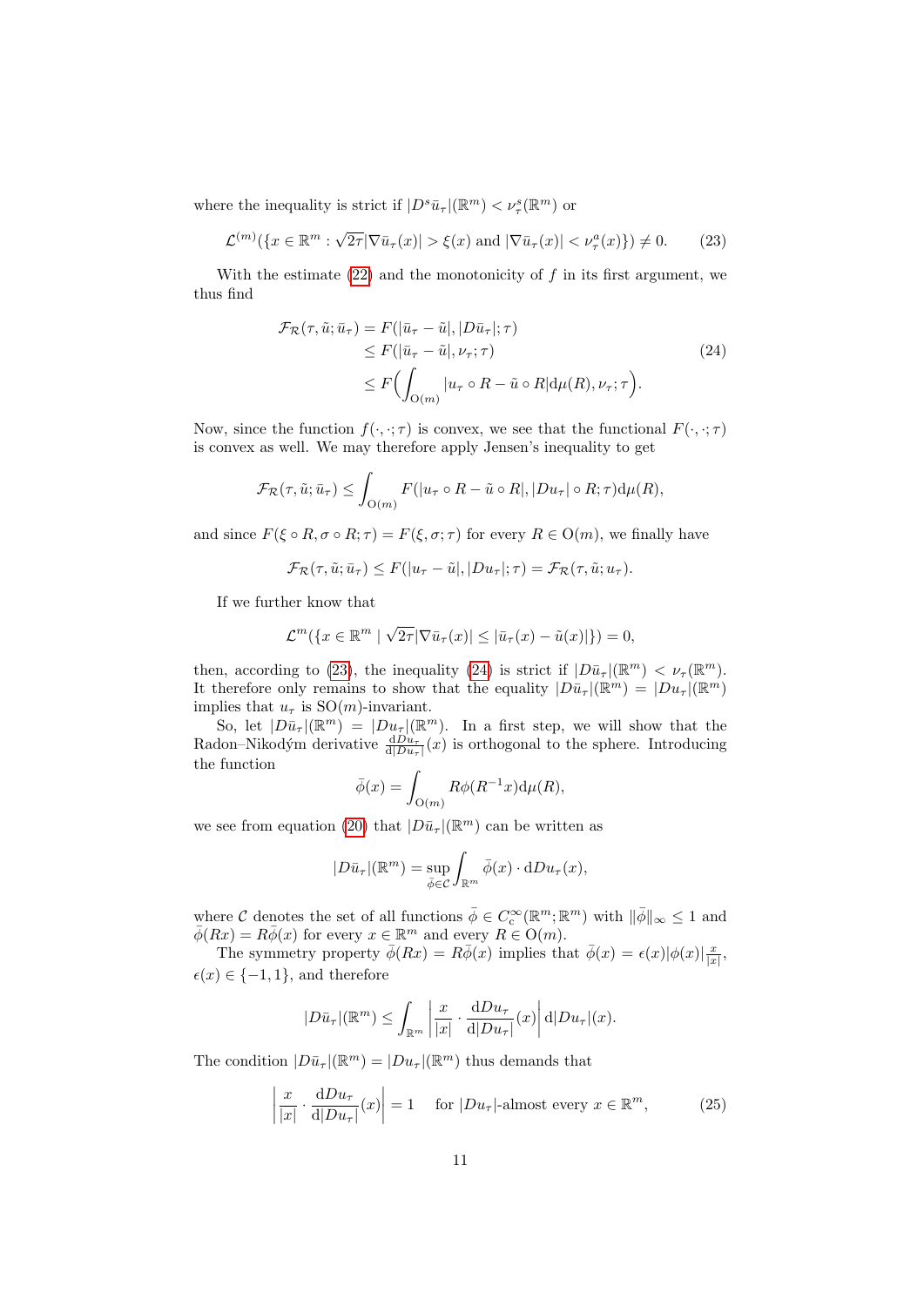where the inequality is strict if $|D^s\bar{u}_\tau|(\mathbb{R}^m) < \nu_\tau^s(\mathbb{R}^m)$ or

$$\mathcal{L}^{(m)}(\{x \in \mathbb{R}^m : \sqrt{2\tau}|\nabla\bar{u}_\tau(x)| > \xi(x) \text{ and } |\nabla\bar{u}_\tau(x)| < \nu_\tau^a(x)\}) \neq 0. \tag{23}$$

With the estimate (22) and the monotonicity of $f$ in its first argument, we thus find

$$\begin{aligned}
\mathcal{F}_{\mathcal{R}}(\tau, \tilde{u}; \bar{u}_\tau) &= F(|\bar{u}_\tau - \tilde{u}|, |D\bar{u}_\tau|; \tau) \\
&\leq F(|\bar{u}_\tau - \tilde{u}|, \nu_\tau; \tau) \\
&\leq F\Big(\int_{\mathrm{O}(m)} |u_\tau \circ R - \tilde{u} \circ R| \mathrm{d}\mu(R), \nu_\tau; \tau\Big).
\end{aligned} \tag{24}$$

Now, since the function $f(\cdot, \cdot; \tau)$ is convex, we see that the functional $F(\cdot, \cdot; \tau)$ is convex as well. We may therefore apply Jensen's inequality to get

$$\mathcal{F}_{\mathcal{R}}(\tau, \tilde{u}; \bar{u}_\tau) \leq \int_{\mathrm{O}(m)} F(|u_\tau \circ R - \tilde{u} \circ R|, |Du_\tau| \circ R; \tau) \mathrm{d}\mu(R),$$

and since $F(\xi \circ R, \sigma \circ R; \tau) = F(\xi, \sigma; \tau)$ for every $R \in \mathrm{O}(m)$, we finally have

$$\mathcal{F}_{\mathcal{R}}(\tau, \tilde{u}; \bar{u}_\tau) \leq F(|u_\tau - \tilde{u}|, |Du_\tau|; \tau) = \mathcal{F}_{\mathcal{R}}(\tau, \tilde{u}; u_\tau).$$

If we further know that

$$\mathcal{L}^m(\{x \in \mathbb{R}^m \mid \sqrt{2\tau}|\nabla\bar{u}_\tau(x)| \leq |\bar{u}_\tau(x) - \tilde{u}(x)|\}) = 0,$$

then, according to (23), the inequality (24) is strict if $|D\bar{u}_\tau|(\mathbb{R}^m) < \nu_\tau(\mathbb{R}^m)$. It therefore only remains to show that the equality $|D\bar{u}_\tau|(\mathbb{R}^m) = |Du_\tau|(\mathbb{R}^m)$ implies that $u_\tau$ is $\mathrm{SO}(m)$-invariant.

So, let $|D\bar{u}_\tau|(\mathbb{R}^m) = |Du_\tau|(\mathbb{R}^m)$. In a first step, we will show that the Radon–Nikodým derivative $\frac{\mathrm{d}Du_\tau}{\mathrm{d}|Du_\tau|}(x)$ is orthogonal to the sphere. Introducing the function

$$\bar{\phi}(x) = \int_{\mathrm{O}(m)} R\phi(R^{-1}x) \mathrm{d}\mu(R),$$

we see from equation (20) that $|D\bar{u}_\tau|(\mathbb{R}^m)$ can be written as

$$|D\bar{u}_\tau|(\mathbb{R}^m) = \sup_{\bar{\phi} \in \mathcal{C}} \int_{\mathbb{R}^m} \bar{\phi}(x) \cdot \mathrm{d}Du_\tau(x),$$

where $\mathcal{C}$ denotes the set of all functions $\bar{\phi} \in C_c^\infty(\mathbb{R}^m; \mathbb{R}^m)$ with $\|\bar{\phi}\|_\infty \leq 1$ and $\bar{\phi}(Rx) = R\bar{\phi}(x)$ for every $x \in \mathbb{R}^m$ and every $R \in \mathrm{O}(m)$.

The symmetry property $\bar{\phi}(Rx) = R\bar{\phi}(x)$ implies that $\bar{\phi}(x) = \epsilon(x)|\phi(x)|\frac{x}{|x|}$, $\epsilon(x) \in \{-1, 1\}$, and therefore

$$|D\bar{u}_\tau|(\mathbb{R}^m) \leq \int_{\mathbb{R}^m} \left|\frac{x}{|x|} \cdot \frac{\mathrm{d}Du_\tau}{\mathrm{d}|Du_\tau|}(x)\right| \mathrm{d}|Du_\tau|(x).$$

The condition $|D\bar{u}_\tau|(\mathbb{R}^m) = |Du_\tau|(\mathbb{R}^m)$ thus demands that

$$\left|\frac{x}{|x|} \cdot \frac{\mathrm{d}Du_\tau}{\mathrm{d}|Du_\tau|}(x)\right| = 1 \quad \text{for } |Du_\tau|\text{-almost every } x \in \mathbb{R}^m, \tag{25}$$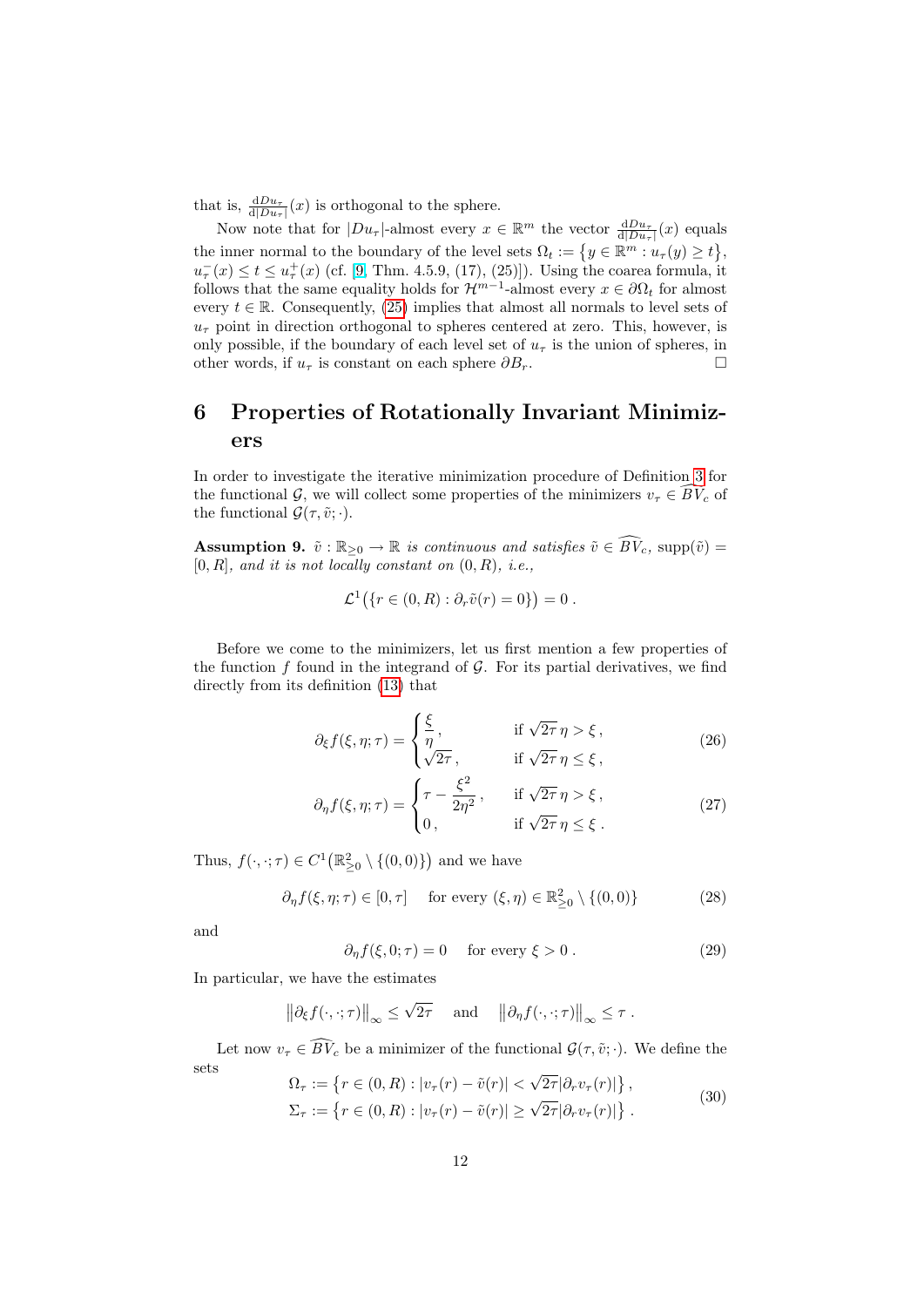that is, $\frac{\mathrm{d}Du_\tau}{\mathrm{d}|Du_\tau|}(x)$ is orthogonal to the sphere.

Now note that for $|Du_\tau|$-almost every $x \in \mathbb{R}^m$ the vector $\frac{\mathrm{d}Du_\tau}{\mathrm{d}|Du_\tau|}(x)$ equals the inner normal to the boundary of the level sets $\Omega_t := \{y \in \mathbb{R}^m : u_\tau(y) \geq t\}$, $u_\tau^-(x) \leq t \leq u_\tau^+(x)$ (cf. [9, Thm. 4.5.9, (17), (25)]). Using the coarea formula, it follows that the same equality holds for $\mathcal{H}^{m-1}$-almost every $x \in \partial\Omega_t$ for almost every $t \in \mathbb{R}$. Consequently, (25) implies that almost all normals to level sets of $u_\tau$ point in direction orthogonal to spheres centered at zero. This, however, is only possible, if the boundary of each level set of $u_\tau$ is the union of spheres, in other words, if $u_\tau$ is constant on each sphere $\partial B_r$. □

# 6 Properties of Rotationally Invariant Minimizers

In order to investigate the iterative minimization procedure of Definition 3 for the functional $\mathcal{G}$, we will collect some properties of the minimizers $v_\tau \in \widehat{BV}_c$ of the functional $\mathcal{G}(\tau, \tilde{v}; \cdot)$.

**Assumption 9.** *$\tilde{v} : \mathbb{R}_{\geq 0} \to \mathbb{R}$ is continuous and satisfies $\tilde{v} \in \widehat{BV}_c$, $\operatorname{supp}(\tilde{v}) = [0, R]$, and it is not locally constant on $(0, R)$, i.e.,*

$$\mathcal{L}^1\big(\{r \in (0,R) : \partial_r \tilde{v}(r) = 0\}\big) = 0 \, .$$

Before we come to the minimizers, let us first mention a few properties of the function $f$ found in the integrand of $\mathcal{G}$. For its partial derivatives, we find directly from its definition (13) that

$$\partial_\xi f(\xi, \eta; \tau) = \begin{cases} \dfrac{\xi}{\eta} \, , & \text{if } \sqrt{2\tau}\,\eta > \xi \, , \\ \sqrt{2\tau} \, , & \text{if } \sqrt{2\tau}\,\eta \leq \xi \, , \end{cases} \tag{26}$$

$$\partial_\eta f(\xi, \eta; \tau) = \begin{cases} \tau - \dfrac{\xi^2}{2\eta^2} \, , & \text{if } \sqrt{2\tau}\,\eta > \xi \, , \\ 0 \, , & \text{if } \sqrt{2\tau}\,\eta \leq \xi \, . \end{cases} \tag{27}$$

Thus, $f(\cdot, \cdot; \tau) \in C^1\big(\mathbb{R}^2_{\geq 0} \setminus \{(0,0)\}\big)$ and we have

$$\partial_\eta f(\xi, \eta; \tau) \in [0, \tau] \quad \text{for every } (\xi, \eta) \in \mathbb{R}^2_{\geq 0} \setminus \{(0,0)\} \tag{28}$$

and

$$\partial_\eta f(\xi, 0; \tau) = 0 \quad \text{for every } \xi > 0 \, . \tag{29}$$

In particular, we have the estimates

$$\big\|\partial_\xi f(\cdot, \cdot; \tau)\big\|_\infty \leq \sqrt{2\tau} \quad \text{and} \quad \big\|\partial_\eta f(\cdot, \cdot; \tau)\big\|_\infty \leq \tau \, .$$

Let now $v_\tau \in \widehat{BV}_c$ be a minimizer of the functional $\mathcal{G}(\tau, \tilde{v}; \cdot)$. We define the sets

$$\begin{aligned} \Omega_\tau &:= \big\{r \in (0,R) : |v_\tau(r) - \tilde{v}(r)| < \sqrt{2\tau}|\partial_r v_\tau(r)|\big\} \, , \\ \Sigma_\tau &:= \big\{r \in (0,R) : |v_\tau(r) - \tilde{v}(r)| \geq \sqrt{2\tau}|\partial_r v_\tau(r)|\big\} \, . \end{aligned} \tag{30}$$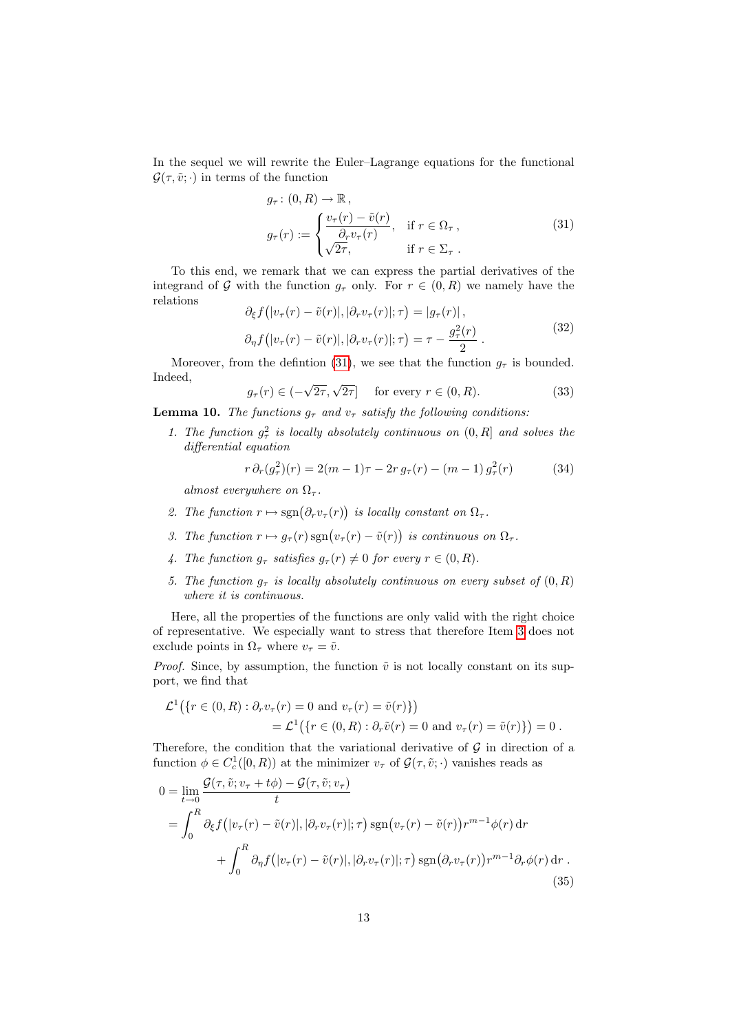In the sequel we will rewrite the Euler–Lagrange equations for the functional $\mathcal{G}(\tau, \tilde{v}; \cdot)$ in terms of the function

$$
\begin{aligned}
&g_\tau \colon (0, R) \to \mathbb{R}, \\
&g_\tau(r) := \begin{cases} \dfrac{v_\tau(r) - \tilde{v}(r)}{\partial_r v_\tau(r)}, & \text{if } r \in \Omega_\tau, \\ \sqrt{2\tau}, & \text{if } r \in \Sigma_\tau. \end{cases}
\end{aligned}
\tag{31}
$$

To this end, we remark that we can express the partial derivatives of the integrand of $\mathcal{G}$ with the function $g_\tau$ only. For $r \in (0, R)$ we namely have the relations

$$
\begin{aligned}
\partial_\xi f\big(|v_\tau(r) - \tilde{v}(r)|, |\partial_r v_\tau(r)|; \tau\big) &= |g_\tau(r)|, \\
\partial_\eta f\big(|v_\tau(r) - \tilde{v}(r)|, |\partial_r v_\tau(r)|; \tau\big) &= \tau - \frac{g_\tau^2(r)}{2}.
\end{aligned}
\tag{32}
$$

Moreover, from the defintion (31), we see that the function $g_\tau$ is bounded. Indeed,

$$
g_\tau(r) \in (-\sqrt{2\tau}, \sqrt{2\tau}] \quad \text{for every } r \in (0, R). \tag{33}
$$

**Lemma 10.** *The functions $g_\tau$ and $v_\tau$ satisfy the following conditions:*

1. *The function $g_\tau^2$ is locally absolutely continuous on $(0, R]$ and solves the differential equation*

$$
r\, \partial_r (g_\tau^2)(r) = 2(m-1)\tau - 2r\, g_\tau(r) - (m-1)\, g_\tau^2(r) \tag{34}
$$

   *almost everywhere on $\Omega_\tau$.*

2. *The function $r \mapsto \operatorname{sgn}\big(\partial_r v_\tau(r)\big)$ is locally constant on $\Omega_\tau$.*

3. *The function $r \mapsto g_\tau(r) \operatorname{sgn}\big(v_\tau(r) - \tilde{v}(r)\big)$ is continuous on $\Omega_\tau$.*

4. *The function $g_\tau$ satisfies $g_\tau(r) \neq 0$ for every $r \in (0, R)$.*

5. *The function $g_\tau$ is locally absolutely continuous on every subset of $(0, R)$ where it is continuous.*

Here, all the properties of the functions are only valid with the right choice of representative. We especially want to stress that therefore Item 3 does not exclude points in $\Omega_\tau$ where $v_\tau = \tilde{v}$.

*Proof.* Since, by assumption, the function $\tilde{v}$ is not locally constant on its support, we find that

$$
\begin{aligned}
\mathcal{L}^1\big(\{r \in (0, R) : \partial_r v_\tau(r) = 0 \text{ and } v_\tau(r) = \tilde{v}(r)\}\big)& \\
= \mathcal{L}^1\big(\{r \in (0, R) : \partial_r \tilde{v}(r) = 0 \text{ and } v_\tau(r) = \tilde{v}(r)\}\big) &= 0.
\end{aligned}
$$

Therefore, the condition that the variational derivative of $\mathcal{G}$ in direction of a function $\phi \in C_c^1([0, R))$ at the minimizer $v_\tau$ of $\mathcal{G}(\tau, \tilde{v}; \cdot)$ vanishes reads as

$$
\begin{aligned}
0 &= \lim_{t \to 0} \frac{\mathcal{G}(\tau, \tilde{v}; v_\tau + t\phi) - \mathcal{G}(\tau, \tilde{v}; v_\tau)}{t} \\
&= \int_0^R \partial_\xi f\big(|v_\tau(r) - \tilde{v}(r)|, |\partial_r v_\tau(r)|; \tau\big) \operatorname{sgn}\big(v_\tau(r) - \tilde{v}(r)\big) r^{m-1} \phi(r)\, \mathrm{d}r \\
&\qquad + \int_0^R \partial_\eta f\big(|v_\tau(r) - \tilde{v}(r)|, |\partial_r v_\tau(r)|; \tau\big) \operatorname{sgn}\big(\partial_r v_\tau(r)\big) r^{m-1} \partial_r \phi(r)\, \mathrm{d}r.
\end{aligned}
\tag{35}
$$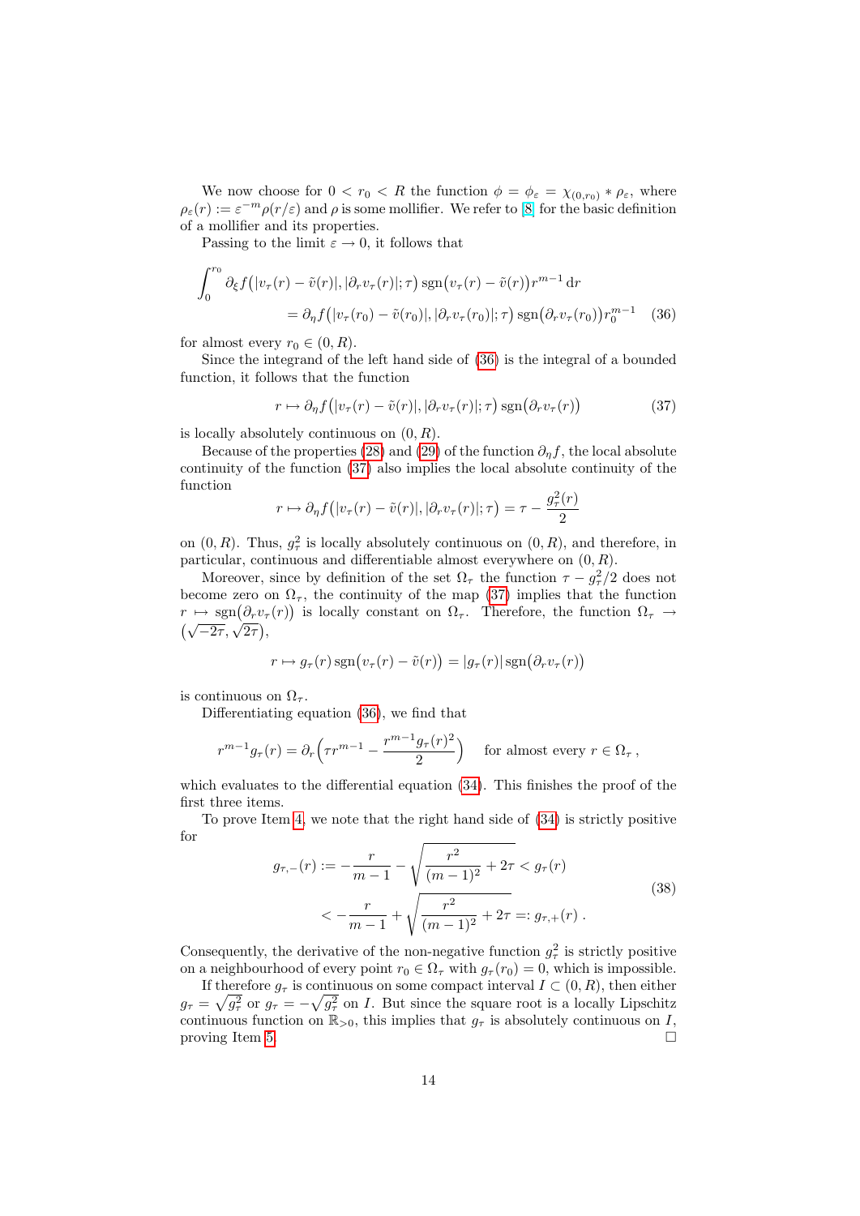We now choose for $0 < r_0 < R$ the function $\phi = \phi_\varepsilon = \chi_{(0,r_0)} * \rho_\varepsilon$, where $\rho_\varepsilon(r) := \varepsilon^{-m}\rho(r/\varepsilon)$ and $\rho$ is some mollifier. We refer to [8] for the basic definition of a mollifier and its properties.

Passing to the limit $\varepsilon \to 0$, it follows that

$$
\begin{aligned}
\int_0^{r_0} \partial_\xi f\big(|v_\tau(r) - \tilde{v}(r)|, |\partial_r v_\tau(r)|; \tau\big) \operatorname{sgn}\big(v_\tau(r) - \tilde{v}(r)\big) r^{m-1}\,\mathrm{d}r \\
= \partial_\eta f\big(|v_\tau(r_0) - \tilde{v}(r_0)|, |\partial_r v_\tau(r_0)|; \tau\big) \operatorname{sgn}\big(\partial_r v_\tau(r_0)\big) r_0^{m-1} \quad (36)
\end{aligned}
$$

for almost every $r_0 \in (0, R)$.

Since the integrand of the left hand side of (36) is the integral of a bounded function, it follows that the function

$$
r \mapsto \partial_\eta f\big(|v_\tau(r) - \tilde{v}(r)|, |\partial_r v_\tau(r)|; \tau\big) \operatorname{sgn}\big(\partial_r v_\tau(r)\big) \tag{37}
$$

is locally absolutely continuous on $(0, R)$.

Because of the properties (28) and (29) of the function $\partial_\eta f$, the local absolute continuity of the function (37) also implies the local absolute continuity of the function

$$
r \mapsto \partial_\eta f\big(|v_\tau(r) - \tilde{v}(r)|, |\partial_r v_\tau(r)|; \tau\big) = \tau - \frac{g_\tau^2(r)}{2}
$$

on $(0, R)$. Thus, $g_\tau^2$ is locally absolutely continuous on $(0, R)$, and therefore, in particular, continuous and differentiable almost everywhere on $(0, R)$.

Moreover, since by definition of the set $\Omega_\tau$ the function $\tau - g_\tau^2/2$ does not become zero on $\Omega_\tau$, the continuity of the map (37) implies that the function $r \mapsto \operatorname{sgn}\big(\partial_r v_\tau(r)\big)$ is locally constant on $\Omega_\tau$. Therefore, the function $\Omega_\tau \to \big(\sqrt{-2\tau}, \sqrt{2\tau}\big)$,

$$
r \mapsto g_\tau(r) \operatorname{sgn}\big(v_\tau(r) - \tilde{v}(r)\big) = |g_\tau(r)| \operatorname{sgn}\big(\partial_r v_\tau(r)\big)
$$

is continuous on $\Omega_\tau$.

Differentiating equation (36), we find that

$$
r^{m-1} g_\tau(r) = \partial_r\Big(\tau r^{m-1} - \frac{r^{m-1} g_\tau(r)^2}{2}\Big) \quad \text{for almost every } r \in \Omega_\tau\,,
$$

which evaluates to the differential equation (34). This finishes the proof of the first three items.

To prove Item 4, we note that the right hand side of (34) is strictly positive for

$$
\begin{aligned}
g_{\tau,-}(r) := -\frac{r}{m-1} - \sqrt{\frac{r^2}{(m-1)^2} + 2\tau} < g_\tau(r) \\
< -\frac{r}{m-1} + \sqrt{\frac{r^2}{(m-1)^2} + 2\tau} =: g_{\tau,+}(r)\,.
\end{aligned} \tag{38}
$$

Consequently, the derivative of the non-negative function $g_\tau^2$ is strictly positive on a neighbourhood of every point $r_0 \in \Omega_\tau$ with $g_\tau(r_0) = 0$, which is impossible.

If therefore $g_\tau$ is continuous on some compact interval $I \subset (0, R)$, then either $g_\tau = \sqrt{g_\tau^2}$ or $g_\tau = -\sqrt{g_\tau^2}$ on $I$. But since the square root is a locally Lipschitz continuous function on $\mathbb{R}_{>0}$, this implies that $g_\tau$ is absolutely continuous on $I$, proving Item 5. $\square$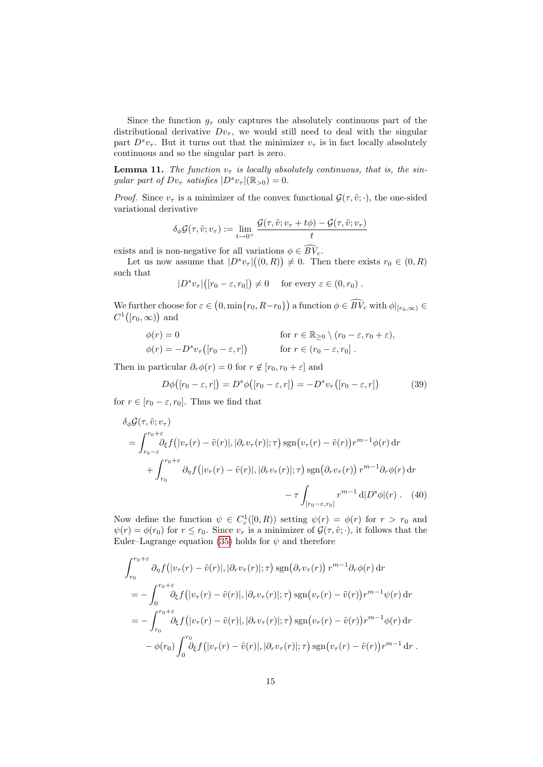Since the function $g_\tau$ only captures the absolutely continuous part of the distributional derivative $Dv_\tau$, we would still need to deal with the singular part $D^s v_\tau$. But it turns out that the minimizer $v_\tau$ is in fact locally absolutely continuous and so the singular part is zero.

**Lemma 11.** *The function $v_\tau$ is locally absolutely continuous, that is, the singular part of $Dv_\tau$ satisfies $|D^s v_\tau|(\mathbb{R}_{>0}) = 0$.*

*Proof.* Since $v_\tau$ is a minimizer of the convex functional $\mathcal{G}(\tau, \tilde{v}; \cdot)$, the one-sided variational derivative

$$\delta_\phi \mathcal{G}(\tau, \tilde{v}; v_\tau) := \lim_{t \to 0^+} \frac{\mathcal{G}(\tau, \tilde{v}; v_\tau + t\phi) - \mathcal{G}(\tau, \tilde{v}; v_\tau)}{t}$$

exists and is non-negative for all variations $\phi \in \widehat{BV}_c$.

Let us now assume that $|D^s v_\tau|\big((0, R)\big) \neq 0$. Then there exists $r_0 \in (0, R)$ such that

$$|D^s v_\tau|\big([r_0 - \varepsilon, r_0]\big) \neq 0 \quad \text{ for every } \varepsilon \in (0, r_0)\,.$$

We further choose for $\varepsilon \in \big(0, \min\{r_0, R - r_0\}\big)$ a function $\phi \in \widehat{BV}_c$ with $\phi|_{[r_0, \infty)} \in C^1\big([r_0, \infty)\big)$ and

$$\begin{aligned}
\phi(r) &= 0 && \text{for } r \in \mathbb{R}_{\geq 0} \setminus (r_0 - \varepsilon, r_0 + \varepsilon), \\
\phi(r) &= -D^s v_\tau\big([r_0 - \varepsilon, r]\big) && \text{for } r \in (r_0 - \varepsilon, r_0]\,.
\end{aligned}$$

Then in particular $\partial_r \phi(r) = 0$ for $r \notin [r_0, r_0 + \varepsilon]$ and

$$D\phi\big([r_0 - \varepsilon, r]\big) = D^s \phi\big([r_0 - \varepsilon, r]\big) = -D^s v_\tau\big([r_0 - \varepsilon, r]\big) \tag{39}$$

for $r \in [r_0 - \varepsilon, r_0]$. Thus we find that

$$\begin{aligned}
&\delta_\phi \mathcal{G}(\tau, \tilde{v}; v_\tau) \\
&= \int_{r_0 - \varepsilon}^{r_0 + \varepsilon} \partial_\xi f\big(|v_\tau(r) - \tilde{v}(r)|, |\partial_r v_\tau(r)|; \tau\big) \operatorname{sgn}\big(v_\tau(r) - \tilde{v}(r)\big) r^{m-1} \phi(r) \,\mathrm{d}r \\
&\quad + \int_{r_0}^{r_0 + \varepsilon} \partial_\eta f\big(|v_\tau(r) - \tilde{v}(r)|, |\partial_r v_\tau(r)|; \tau\big) \operatorname{sgn}\big(\partial_r v_\tau(r)\big)\, r^{m-1} \partial_r \phi(r) \,\mathrm{d}r \\
&\qquad\qquad - \tau \int_{[r_0 - \varepsilon, r_0]} r^{m-1} \,\mathrm{d}|D^s \phi|(r)\,. 
\end{aligned} \tag{40}$$

Now define the function $\psi \in C_c^1([0, R))$ setting $\psi(r) = \phi(r)$ for $r > r_0$ and $\psi(r) = \phi(r_0)$ for $r \leq r_0$. Since $v_\tau$ is a minimizer of $\mathcal{G}(\tau, \tilde{v}; \cdot)$, it follows that the Euler–Lagrange equation (35) holds for $\psi$ and therefore

$$\begin{aligned}
&\int_{r_0}^{r_0 + \varepsilon} \partial_\eta f\big(|v_\tau(r) - \tilde{v}(r)|, |\partial_r v_\tau(r)|; \tau\big) \operatorname{sgn}\big(\partial_r v_\tau(r)\big)\, r^{m-1} \partial_r \phi(r) \,\mathrm{d}r \\
&= -\int_0^{r_0 + \varepsilon} \partial_\xi f\big(|v_\tau(r) - \tilde{v}(r)|, |\partial_r v_\tau(r)|; \tau\big) \operatorname{sgn}\big(v_\tau(r) - \tilde{v}(r)\big) r^{m-1} \psi(r) \,\mathrm{d}r \\
&= -\int_{r_0}^{r_0 + \varepsilon} \partial_\xi f\big(|v_\tau(r) - \tilde{v}(r)|, |\partial_r v_\tau(r)|; \tau\big) \operatorname{sgn}\big(v_\tau(r) - \tilde{v}(r)\big) r^{m-1} \phi(r) \,\mathrm{d}r \\
&\quad - \phi(r_0) \int_0^{r_0} \partial_\xi f\big(|v_\tau(r) - \tilde{v}(r)|, |\partial_r v_\tau(r)|; \tau\big) \operatorname{sgn}\big(v_\tau(r) - \tilde{v}(r)\big) r^{m-1} \,\mathrm{d}r\,.
\end{aligned}$$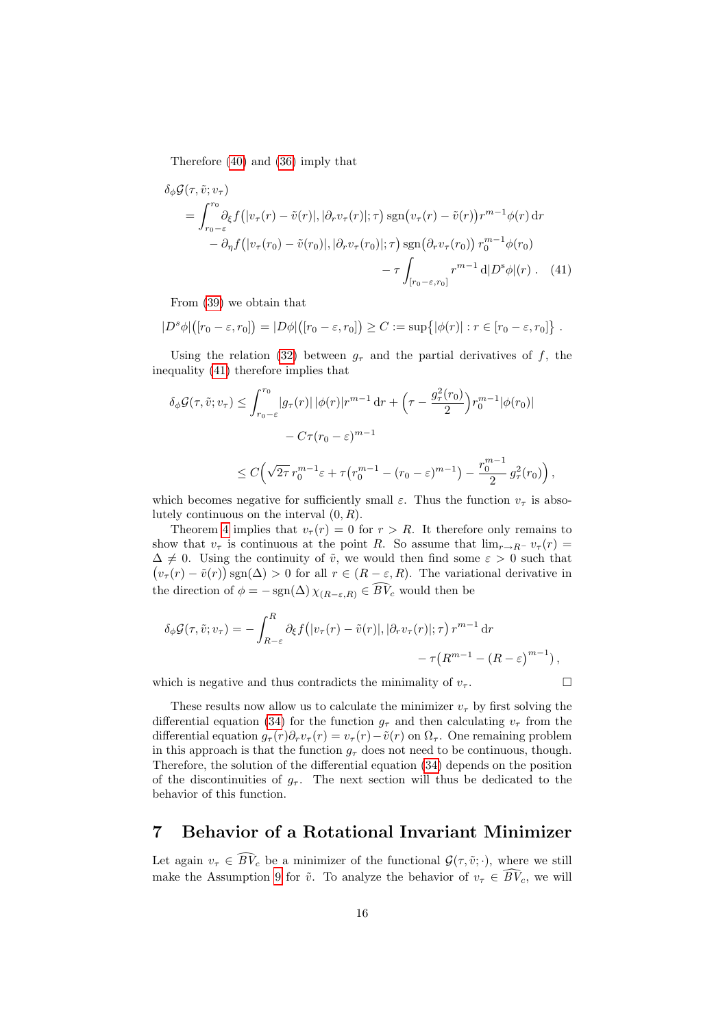Therefore (40) and (36) imply that

$$
\begin{aligned}
\delta_\phi \mathcal{G}(\tau, \tilde{v}; v_\tau) &= \int_{r_0-\varepsilon}^{r_0} \partial_\xi f\big(|v_\tau(r) - \tilde{v}(r)|, |\partial_r v_\tau(r)|; \tau\big) \operatorname{sgn}\big(v_\tau(r) - \tilde{v}(r)\big) r^{m-1} \phi(r)\,\mathrm{d}r \\
&\quad - \partial_\eta f\big(|v_\tau(r_0) - \tilde{v}(r_0)|, |\partial_r v_\tau(r_0)|; \tau\big) \operatorname{sgn}\big(\partial_r v_\tau(r_0)\big)\, r_0^{m-1} \phi(r_0) \\
&\quad - \tau \int_{[r_0-\varepsilon, r_0]} r^{m-1}\,\mathrm{d}|D^s\phi|(r)\,. \qquad (41)
\end{aligned}
$$

From (39) we obtain that

$$
|D^s\phi|\big([r_0-\varepsilon, r_0]\big) = |D\phi|\big([r_0-\varepsilon, r_0]\big) \geq C := \sup\big\{|\phi(r)| : r \in [r_0-\varepsilon, r_0]\big\}\,.
$$

Using the relation (32) between $g_\tau$ and the partial derivatives of $f$, the inequality (41) therefore implies that

$$
\begin{aligned}
\delta_\phi \mathcal{G}(\tau, \tilde{v}; v_\tau) &\leq \int_{r_0-\varepsilon}^{r_0} |g_\tau(r)|\,|\phi(r)| r^{m-1}\,\mathrm{d}r + \Big(\tau - \frac{g_\tau^2(r_0)}{2}\Big) r_0^{m-1} |\phi(r_0)| \\
&\quad - C\tau (r_0-\varepsilon)^{m-1} \\
&\leq C\Big(\sqrt{2\tau}\, r_0^{m-1}\varepsilon + \tau\big(r_0^{m-1} - (r_0-\varepsilon)^{m-1}\big) - \frac{r_0^{m-1}}{2}\, g_\tau^2(r_0)\Big)\,,
\end{aligned}
$$

which becomes negative for sufficiently small $\varepsilon$. Thus the function $v_\tau$ is absolutely continuous on the interval $(0, R)$.

Theorem 4 implies that $v_\tau(r) = 0$ for $r > R$. It therefore only remains to show that $v_\tau$ is continuous at the point $R$. So assume that $\lim_{r\to R^-} v_\tau(r) = \Delta \neq 0$. Using the continuity of $\tilde{v}$, we would then find some $\varepsilon > 0$ such that $\big(v_\tau(r) - \tilde{v}(r)\big)\operatorname{sgn}(\Delta) > 0$ for all $r \in (R-\varepsilon, R)$. The variational derivative in the direction of $\phi = -\operatorname{sgn}(\Delta)\,\chi_{(R-\varepsilon,R)} \in \widehat{BV}_c$ would then be

$$
\begin{aligned}
\delta_\phi \mathcal{G}(\tau, \tilde{v}; v_\tau) &= -\int_{R-\varepsilon}^{R} \partial_\xi f\big(|v_\tau(r) - \tilde{v}(r)|, |\partial_r v_\tau(r)|; \tau\big)\, r^{m-1}\,\mathrm{d}r \\
&\quad - \tau\big(R^{m-1} - (R-\varepsilon)^{m-1}\big)\,,
\end{aligned}
$$

which is negative and thus contradicts the minimality of $v_\tau$. $\square$

These results now allow us to calculate the minimizer $v_\tau$ by first solving the differential equation (34) for the function $g_\tau$ and then calculating $v_\tau$ from the differential equation $g_\tau(r)\partial_r v_\tau(r) = v_\tau(r) - \tilde{v}(r)$ on $\Omega_\tau$. One remaining problem in this approach is that the function $g_\tau$ does not need to be continuous, though. Therefore, the solution of the differential equation (34) depends on the position of the discontinuities of $g_\tau$. The next section will thus be dedicated to the behavior of this function.

## 7 Behavior of a Rotational Invariant Minimizer

Let again $v_\tau \in \widehat{BV}_c$ be a minimizer of the functional $\mathcal{G}(\tau, \tilde{v}; \cdot)$, where we still make the Assumption 9 for $\tilde{v}$. To analyze the behavior of $v_\tau \in \widehat{BV}_c$, we will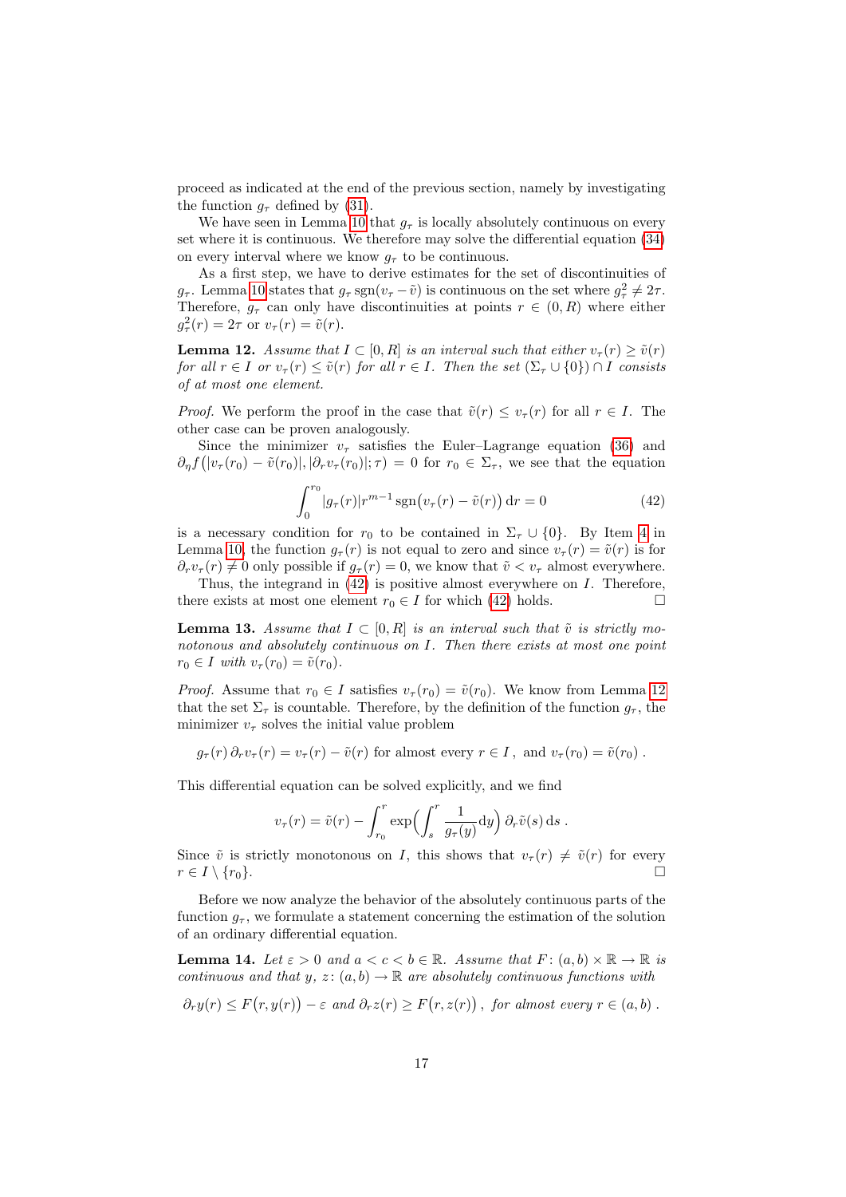proceed as indicated at the end of the previous section, namely by investigating the function $g_\tau$ defined by (31).

We have seen in Lemma 10 that $g_\tau$ is locally absolutely continuous on every set where it is continuous. We therefore may solve the differential equation (34) on every interval where we know $g_\tau$ to be continuous.

As a first step, we have to derive estimates for the set of discontinuities of $g_\tau$. Lemma 10 states that $g_\tau \operatorname{sgn}(v_\tau - \tilde v)$ is continuous on the set where $g_\tau^2 \neq 2\tau$. Therefore, $g_\tau$ can only have discontinuities at points $r \in (0,R)$ where either $g_\tau^2(r) = 2\tau$ or $v_\tau(r) = \tilde v(r)$.

**Lemma 12.** *Assume that $I \subset [0,R]$ is an interval such that either $v_\tau(r) \geq \tilde v(r)$ for all $r \in I$ or $v_\tau(r) \leq \tilde v(r)$ for all $r \in I$. Then the set $(\Sigma_\tau \cup \{0\}) \cap I$ consists of at most one element.*

*Proof.* We perform the proof in the case that $\tilde v(r) \leq v_\tau(r)$ for all $r \in I$. The other case can be proven analogously.

Since the minimizer $v_\tau$ satisfies the Euler–Lagrange equation (36) and $\partial_\eta f\big(|v_\tau(r_0) - \tilde v(r_0)|, |\partial_r v_\tau(r_0)|; \tau\big) = 0$ for $r_0 \in \Sigma_\tau$, we see that the equation

$$\int_0^{r_0} |g_\tau(r)| r^{m-1} \operatorname{sgn}\big(v_\tau(r) - \tilde v(r)\big)\, \mathrm{d}r = 0 \tag{42}$$

is a necessary condition for $r_0$ to be contained in $\Sigma_\tau \cup \{0\}$. By Item 4 in Lemma 10, the function $g_\tau(r)$ is not equal to zero and since $v_\tau(r) = \tilde v(r)$ is for $\partial_r v_\tau(r) \neq 0$ only possible if $g_\tau(r) = 0$, we know that $\tilde v < v_\tau$ almost everywhere.

Thus, the integrand in (42) is positive almost everywhere on $I$. Therefore, there exists at most one element $r_0 \in I$ for which (42) holds. $\square$

**Lemma 13.** *Assume that $I \subset [0,R]$ is an interval such that $\tilde v$ is strictly monotonous and absolutely continuous on $I$. Then there exists at most one point $r_0 \in I$ with $v_\tau(r_0) = \tilde v(r_0)$.*

*Proof.* Assume that $r_0 \in I$ satisfies $v_\tau(r_0) = \tilde v(r_0)$. We know from Lemma 12 that the set $\Sigma_\tau$ is countable. Therefore, by the definition of the function $g_\tau$, the minimizer $v_\tau$ solves the initial value problem

$$g_\tau(r)\, \partial_r v_\tau(r) = v_\tau(r) - \tilde v(r) \text{ for almost every } r \in I\,, \text{ and } v_\tau(r_0) = \tilde v(r_0)\,.$$

This differential equation can be solved explicitly, and we find

$$v_\tau(r) = \tilde v(r) - \int_{r_0}^{r} \exp\Big(\int_s^r \frac{1}{g_\tau(y)} \mathrm{d}y\Big)\, \partial_r \tilde v(s)\, \mathrm{d}s\,.$$

Since $\tilde v$ is strictly monotonous on $I$, this shows that $v_\tau(r) \neq \tilde v(r)$ for every $r \in I \setminus \{r_0\}$. $\square$

Before we now analyze the behavior of the absolutely continuous parts of the function $g_\tau$, we formulate a statement concerning the estimation of the solution of an ordinary differential equation.

**Lemma 14.** *Let $\varepsilon > 0$ and $a < c < b \in \mathbb{R}$. Assume that $F\colon (a,b) \times \mathbb{R} \to \mathbb{R}$ is continuous and that $y,\, z\colon (a,b) \to \mathbb{R}$ are absolutely continuous functions with*

$$\partial_r y(r) \leq F\big(r, y(r)\big) - \varepsilon \text{ and } \partial_r z(r) \geq F\big(r, z(r)\big)\,, \text{ for almost every } r \in (a,b)\,.$$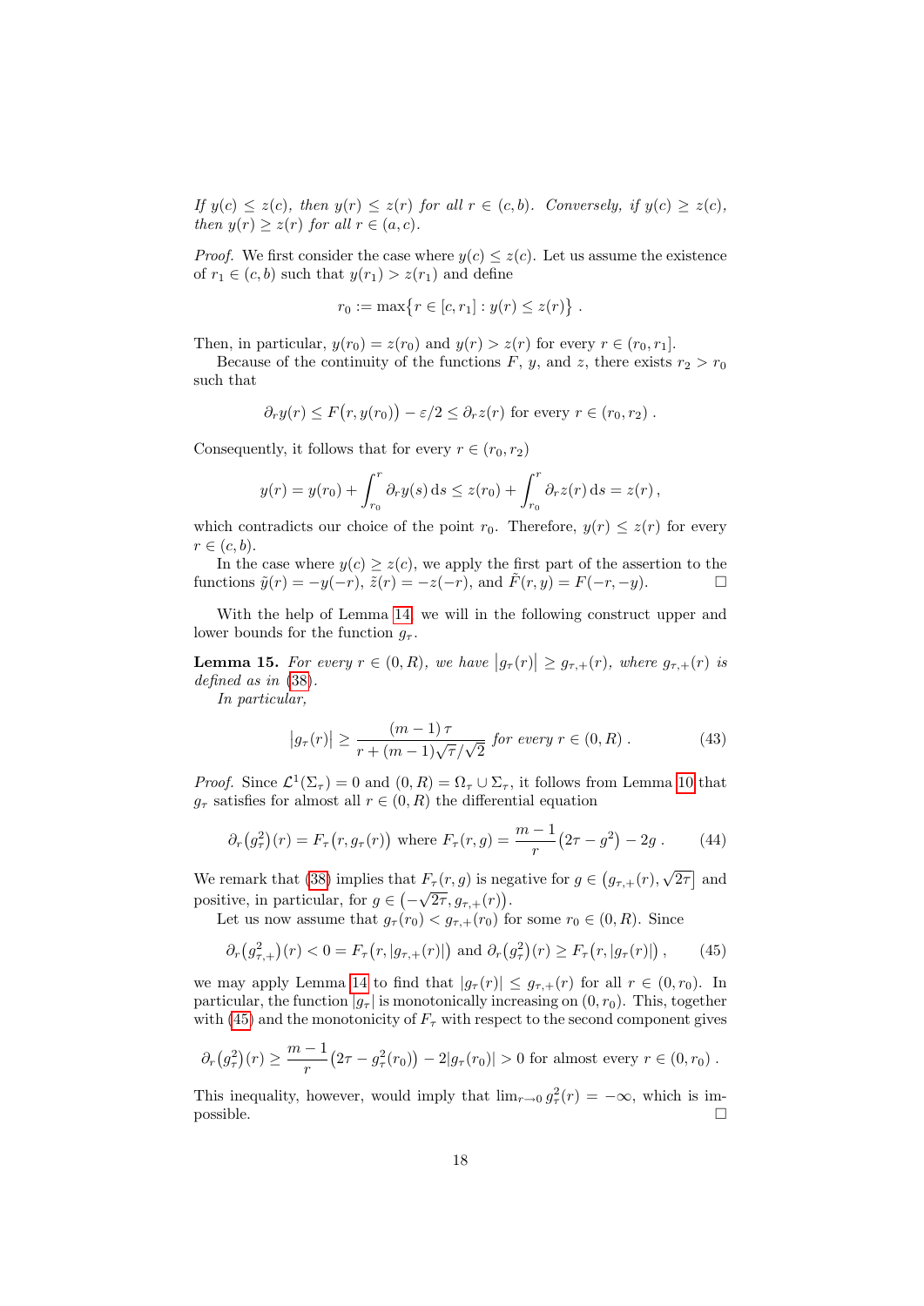*If $y(c) \le z(c)$, then $y(r) \le z(r)$ for all $r \in (c, b)$. Conversely, if $y(c) \ge z(c)$, then $y(r) \ge z(r)$ for all $r \in (a, c)$.*

*Proof.* We first consider the case where $y(c) \le z(c)$. Let us assume the existence of $r_1 \in (c, b)$ such that $y(r_1) > z(r_1)$ and define

$$r_0 := \max\{r \in [c, r_1] : y(r) \le z(r)\} .$$

Then, in particular, $y(r_0) = z(r_0)$ and $y(r) > z(r)$ for every $r \in (r_0, r_1]$.

Because of the continuity of the functions $F$, $y$, and $z$, there exists $r_2 > r_0$ such that

$$\partial_r y(r) \le F\big(r, y(r_0)\big) - \varepsilon/2 \le \partial_r z(r) \text{ for every } r \in (r_0, r_2) .$$

Consequently, it follows that for every $r \in (r_0, r_2)$

$$y(r) = y(r_0) + \int_{r_0}^{r} \partial_r y(s) \,\mathrm{d}s \le z(r_0) + \int_{r_0}^{r} \partial_r z(r) \,\mathrm{d}s = z(r) ,$$

which contradicts our choice of the point $r_0$. Therefore, $y(r) \le z(r)$ for every $r \in (c, b)$.

In the case where $y(c) \ge z(c)$, we apply the first part of the assertion to the functions $\tilde{y}(r) = -y(-r)$, $\tilde{z}(r) = -z(-r)$, and $\tilde{F}(r, y) = F(-r, -y)$. $\square$

With the help of Lemma 14, we will in the following construct upper and lower bounds for the function $g_\tau$.

**Lemma 15.** *For every $r \in (0, R)$, we have $|g_\tau(r)| \ge g_{\tau,+}(r)$, where $g_{\tau,+}(r)$ is defined as in (38).*

*In particular,*

$$|g_\tau(r)| \ge \frac{(m-1)\,\tau}{r + (m-1)\sqrt{\tau}/\sqrt{2}} \text{ for every } r \in (0, R) . \tag{43}$$

*Proof.* Since $\mathcal{L}^1(\Sigma_\tau) = 0$ and $(0, R) = \Omega_\tau \cup \Sigma_\tau$, it follows from Lemma 10 that $g_\tau$ satisfies for almost all $r \in (0, R)$ the differential equation

$$\partial_r\big(g_\tau^2\big)(r) = F_\tau\big(r, g_\tau(r)\big) \text{ where } F_\tau(r, g) = \frac{m-1}{r}\big(2\tau - g^2\big) - 2g . \tag{44}$$

We remark that (38) implies that $F_\tau(r, g)$ is negative for $g \in \big(g_{\tau,+}(r), \sqrt{2\tau}\big]$ and positive, in particular, for $g \in \big(-\sqrt{2\tau}, g_{\tau,+}(r)\big)$.

Let us now assume that $g_\tau(r_0) < g_{\tau,+}(r_0)$ for some $r_0 \in (0, R)$. Since

$$\partial_r\big(g_{\tau,+}^2\big)(r) < 0 = F_\tau\big(r, |g_{\tau,+}(r)|\big) \text{ and } \partial_r\big(g_\tau^2\big)(r) \ge F_\tau\big(r, |g_\tau(r)|\big) , \tag{45}$$

we may apply Lemma 14 to find that $|g_\tau(r)| \le g_{\tau,+}(r)$ for all $r \in (0, r_0)$. In particular, the function $|g_\tau|$ is monotonically increasing on $(0, r_0)$. This, together with (45) and the monotonicity of $F_\tau$ with respect to the second component gives

$$\partial_r\big(g_\tau^2\big)(r) \ge \frac{m-1}{r}\big(2\tau - g_\tau^2(r_0)\big) - 2|g_\tau(r_0)| > 0 \text{ for almost every } r \in (0, r_0) .$$

This inequality, however, would imply that $\lim_{r\to 0} g_\tau^2(r) = -\infty$, which is impossible. $\square$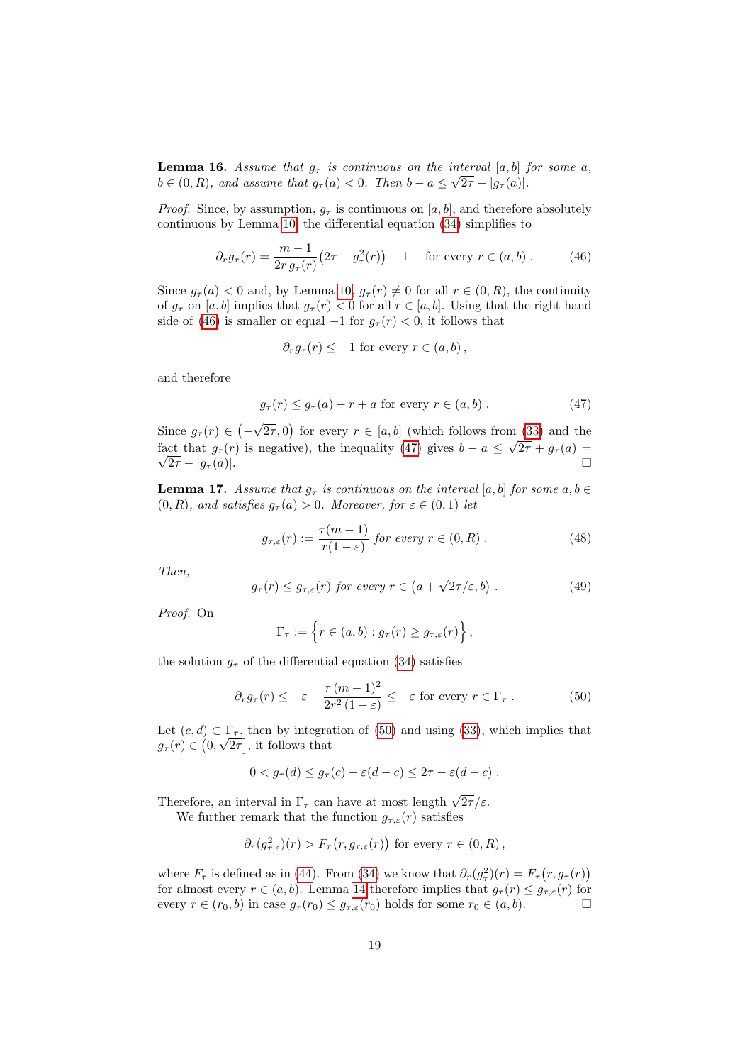**Lemma 16.** *Assume that $g_\tau$ is continuous on the interval $[a,b]$ for some $a$, $b \in (0,R)$, and assume that $g_\tau(a) < 0$. Then $b - a \leq \sqrt{2\tau} - |g_\tau(a)|$.*

*Proof.* Since, by assumption, $g_\tau$ is continuous on $[a,b]$, and therefore absolutely continuous by Lemma 10, the differential equation (34) simplifies to

$$\partial_r g_\tau(r) = \frac{m-1}{2r\, g_\tau(r)}\big(2\tau - g_\tau^2(r)\big) - 1 \quad \text{ for every } r \in (a,b)\ . \tag{46}$$

Since $g_\tau(a) < 0$ and, by Lemma 10, $g_\tau(r) \neq 0$ for all $r \in (0,R)$, the continuity of $g_\tau$ on $[a,b]$ implies that $g_\tau(r) < 0$ for all $r \in [a,b]$. Using that the right hand side of (46) is smaller or equal $-1$ for $g_\tau(r) < 0$, it follows that

$$\partial_r g_\tau(r) \leq -1 \text{ for every } r \in (a,b)\,,$$

and therefore

$$g_\tau(r) \leq g_\tau(a) - r + a \text{ for every } r \in (a,b)\ . \tag{47}$$

Since $g_\tau(r) \in \big(-\sqrt{2\tau}, 0\big)$ for every $r \in [a,b]$ (which follows from (33) and the fact that $g_\tau(r)$ is negative), the inequality (47) gives $b - a \leq \sqrt{2\tau} + g_\tau(a) = \sqrt{2\tau} - |g_\tau(a)|$. □

**Lemma 17.** *Assume that $g_\tau$ is continuous on the interval $[a,b]$ for some $a, b \in (0,R)$, and satisfies $g_\tau(a) > 0$. Moreover, for $\varepsilon \in (0,1)$ let*

$$g_{\tau,\varepsilon}(r) := \frac{\tau(m-1)}{r(1-\varepsilon)} \text{ for every } r \in (0,R)\ . \tag{48}$$

*Then,*

$$g_\tau(r) \leq g_{\tau,\varepsilon}(r) \text{ for every } r \in \big(a + \sqrt{2\tau}/\varepsilon, b\big)\ . \tag{49}$$

*Proof.* On

$$\Gamma_\tau := \Big\{ r \in (a,b) : g_\tau(r) \geq g_{\tau,\varepsilon}(r) \Big\}\,,$$

the solution $g_\tau$ of the differential equation (34) satisfies

$$\partial_r g_\tau(r) \leq -\varepsilon - \frac{\tau\,(m-1)^2}{2r^2\,(1-\varepsilon)} \leq -\varepsilon \text{ for every } r \in \Gamma_\tau\ . \tag{50}$$

Let $(c,d) \subset \Gamma_\tau$, then by integration of (50) and using (33), which implies that $g_\tau(r) \in \big(0, \sqrt{2\tau}\big]$, it follows that

$$0 < g_\tau(d) \leq g_\tau(c) - \varepsilon(d-c) \leq 2\tau - \varepsilon(d-c)\ .$$

Therefore, an interval in $\Gamma_\tau$ can have at most length $\sqrt{2\tau}/\varepsilon$.

We further remark that the function $g_{\tau,\varepsilon}(r)$ satisfies

$$\partial_r(g_{\tau,\varepsilon}^2)(r) > F_\tau\big(r, g_{\tau,\varepsilon}(r)\big) \text{ for every } r \in (0,R)\,,$$

where $F_\tau$ is defined as in (44). From (34) we know that $\partial_r(g_\tau^2)(r) = F_\tau\big(r, g_\tau(r)\big)$ for almost every $r \in (a,b)$. Lemma 14 therefore implies that $g_\tau(r) \leq g_{\tau,\varepsilon}(r)$ for every $r \in (r_0, b)$ in case $g_\tau(r_0) \leq g_{\tau,\varepsilon}(r_0)$ holds for some $r_0 \in (a,b)$. □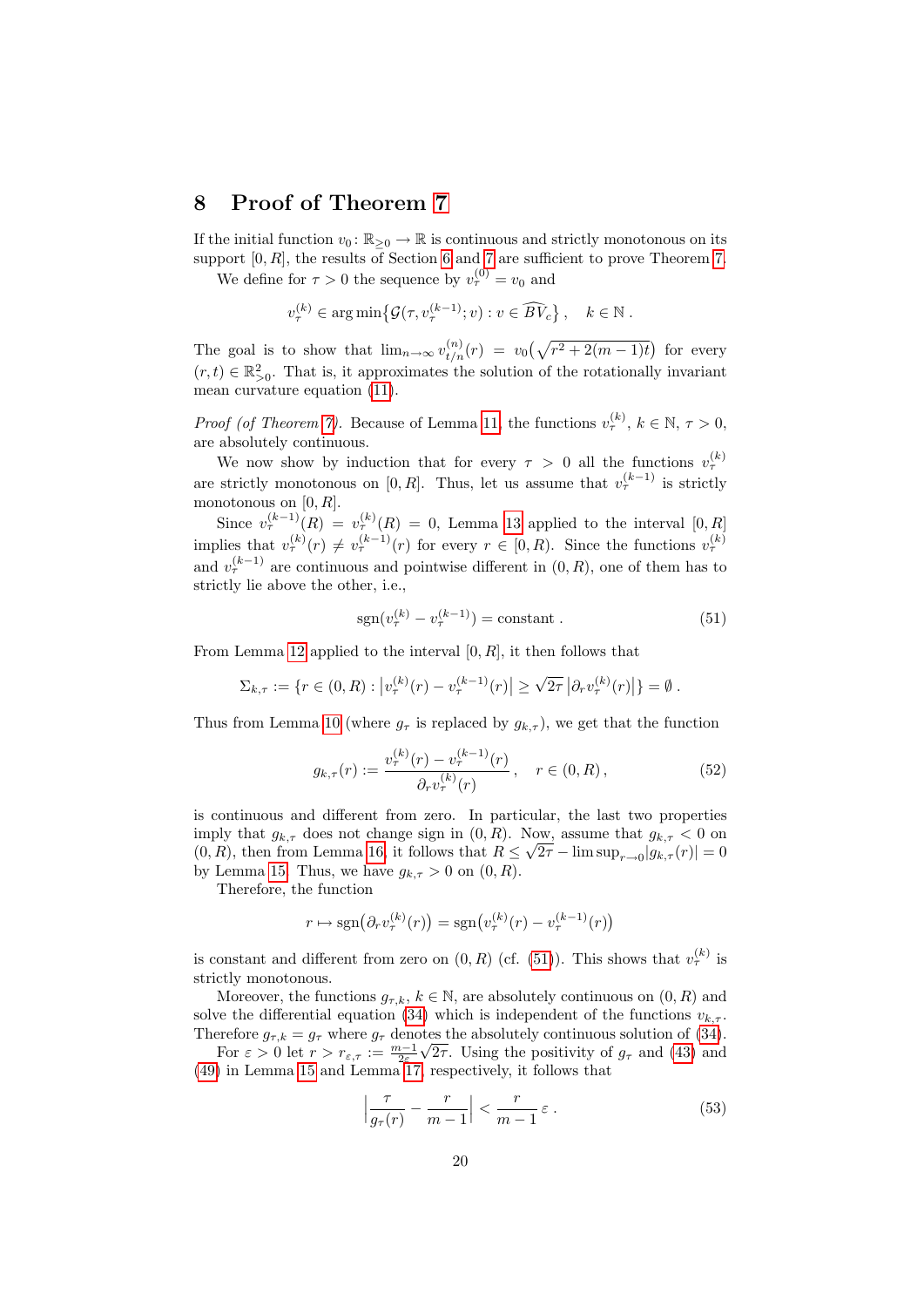# 8 Proof of Theorem 7

If the initial function $v_0 \colon \mathbb{R}_{\geq 0} \to \mathbb{R}$ is continuous and strictly monotonous on its support $[0, R]$, the results of Section 6 and 7 are sufficient to prove Theorem 7.

We define for $\tau > 0$ the sequence by $v_\tau^{(0)} = v_0$ and

$$v_\tau^{(k)} \in \arg\min\bigl\{\mathcal{G}(\tau, v_\tau^{(k-1)}; v) : v \in \widehat{BV_c}\bigr\}\,, \quad k \in \mathbb{N}\,.$$

The goal is to show that $\lim_{n\to\infty} v_{t/n}^{(n)}(r) = v_0\bigl(\sqrt{r^2 + 2(m-1)t}\bigr)$ for every $(r, t) \in \mathbb{R}^2_{>0}$. That is, it approximates the solution of the rotationally invariant mean curvature equation (11).

*Proof (of Theorem 7).* Because of Lemma 11 the functions $v_\tau^{(k)}$, $k \in \mathbb{N}$, $\tau > 0$, are absolutely continuous.

We now show by induction that for every $\tau > 0$ all the functions $v_\tau^{(k)}$ are strictly monotonous on $[0, R]$. Thus, let us assume that $v_\tau^{(k-1)}$ is strictly monotonous on $[0, R]$.

Since $v_\tau^{(k-1)}(R) = v_\tau^{(k)}(R) = 0$, Lemma 13 applied to the interval $[0, R]$ implies that $v_\tau^{(k)}(r) \neq v_\tau^{(k-1)}(r)$ for every $r \in [0, R)$. Since the functions $v_\tau^{(k)}$ and $v_\tau^{(k-1)}$ are continuous and pointwise different in $(0, R)$, one of them has to strictly lie above the other, i.e.,

$$\operatorname{sgn}(v_\tau^{(k)} - v_\tau^{(k-1)}) = \text{constant}\,. \tag{51}$$

From Lemma 12 applied to the interval $[0, R]$, it then follows that

$$\Sigma_{k,\tau} := \{r \in (0, R) : \bigl|v_\tau^{(k)}(r) - v_\tau^{(k-1)}(r)\bigr| \geq \sqrt{2\tau}\,\bigl|\partial_r v_\tau^{(k)}(r)\bigr|\} = \emptyset\,.$$

Thus from Lemma 10 (where $g_\tau$ is replaced by $g_{k,\tau}$), we get that the function

$$g_{k,\tau}(r) := \frac{v_\tau^{(k)}(r) - v_\tau^{(k-1)}(r)}{\partial_r v_\tau^{(k)}(r)}\,, \quad r \in (0, R)\,, \tag{52}$$

is continuous and different from zero. In particular, the last two properties imply that $g_{k,\tau}$ does not change sign in $(0, R)$. Now, assume that $g_{k,\tau} < 0$ on $(0, R)$, then from Lemma 16, it follows that $R \leq \sqrt{2\tau} - \limsup_{r\to 0}|g_{k,\tau}(r)| = 0$ by Lemma 15. Thus, we have $g_{k,\tau} > 0$ on $(0, R)$.

Therefore, the function

$$r \mapsto \operatorname{sgn}\bigl(\partial_r v_\tau^{(k)}(r)\bigr) = \operatorname{sgn}\bigl(v_\tau^{(k)}(r) - v_\tau^{(k-1)}(r)\bigr)$$

is constant and different from zero on $(0, R)$ (cf. (51)). This shows that $v_\tau^{(k)}$ is strictly monotonous.

Moreover, the functions $g_{\tau,k}$, $k \in \mathbb{N}$, are absolutely continuous on $(0, R)$ and solve the differential equation (34) which is independent of the functions $v_{k,\tau}$. Therefore $g_{\tau,k} = g_\tau$ where $g_\tau$ denotes the absolutely continuous solution of (34).

For $\varepsilon > 0$ let $r > r_{\varepsilon,\tau} := \frac{m-1}{2\varepsilon}\sqrt{2\tau}$. Using the positivity of $g_\tau$ and (43) and (49) in Lemma 15 and Lemma 17, respectively, it follows that

$$\left|\frac{\tau}{g_\tau(r)} - \frac{r}{m-1}\right| < \frac{r}{m-1}\,\varepsilon\,. \tag{53}$$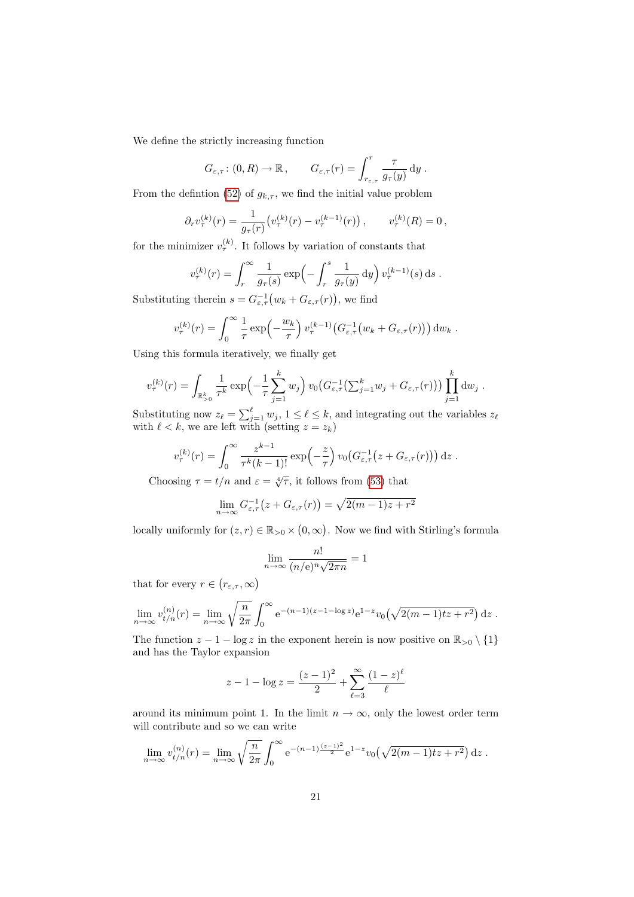We define the strictly increasing function

$$G_{\varepsilon,\tau}\colon (0,R)\to\mathbb{R}\,,\qquad G_{\varepsilon,\tau}(r)=\int_{r_{\varepsilon,\tau}}^{r}\frac{\tau}{g_\tau(y)}\,\mathrm{d}y\;.$$

From the defintion (52) of $g_{k,\tau}$, we find the initial value problem

$$\partial_r v_\tau^{(k)}(r)=\frac{1}{g_\tau(r)}\big(v_\tau^{(k)}(r)-v_\tau^{(k-1)}(r)\big)\,,\qquad v_\tau^{(k)}(R)=0\,,$$

for the minimizer $v_\tau^{(k)}$. It follows by variation of constants that

$$v_\tau^{(k)}(r)=\int_r^\infty\frac{1}{g_\tau(s)}\exp\Big(-\int_r^s\frac{1}{g_\tau(y)}\,\mathrm{d}y\Big)\,v_\tau^{(k-1)}(s)\,\mathrm{d}s\;.$$

Substituting therein $s=G_{\varepsilon,\tau}^{-1}\big(w_k+G_{\varepsilon,\tau}(r)\big)$, we find

$$v_\tau^{(k)}(r)=\int_0^\infty\frac{1}{\tau}\exp\Big(-\frac{w_k}{\tau}\Big)\,v_\tau^{(k-1)}\big(G_{\varepsilon,\tau}^{-1}\big(w_k+G_{\varepsilon,\tau}(r)\big)\big)\,\mathrm{d}w_k\;.$$

Using this formula iteratively, we finally get

$$v_\tau^{(k)}(r)=\int_{\mathbb{R}^k_{>0}}\frac{1}{\tau^k}\exp\Big(-\frac{1}{\tau}\sum_{j=1}^k w_j\Big)\,v_0\big(G_{\varepsilon,\tau}^{-1}\big(\textstyle\sum_{j=1}^k w_j+G_{\varepsilon,\tau}(r)\big)\big)\displaystyle\prod_{j=1}^k\mathrm{d}w_j\;.$$

Substituting now $z_\ell=\sum_{j=1}^\ell w_j$, $1\le\ell\le k$, and integrating out the variables $z_\ell$ with $\ell<k$, we are left with (setting $z=z_k$)

$$v_\tau^{(k)}(r)=\int_0^\infty\frac{z^{k-1}}{\tau^k(k-1)!}\exp\Big(-\frac{z}{\tau}\Big)\,v_0\big(G_{\varepsilon,\tau}^{-1}\big(z+G_{\varepsilon,\tau}(r)\big)\big)\,\mathrm{d}z\;.$$

Choosing $\tau=t/n$ and $\varepsilon=\sqrt[4]{\tau}$, it follows from (53) that

$$\lim_{n\to\infty}G_{\varepsilon,\tau}^{-1}\big(z+G_{\varepsilon,\tau}(r)\big)=\sqrt{2(m-1)z+r^2}$$

locally uniformly for $(z,r)\in\mathbb{R}_{>0}\times\big(0,\infty\big)$. Now we find with Stirling's formula

$$\lim_{n\to\infty}\frac{n!}{(n/\mathrm{e})^n\sqrt{2\pi n}}=1$$

that for every $r\in\big(r_{\varepsilon,\tau},\infty\big)$

$$\lim_{n\to\infty}v_{t/n}^{(n)}(r)=\lim_{n\to\infty}\sqrt{\frac{n}{2\pi}}\int_0^\infty\mathrm{e}^{-(n-1)(z-1-\log z)}\mathrm{e}^{1-z}v_0\big(\sqrt{2(m-1)tz+r^2}\big)\,\mathrm{d}z\;.$$

The function $z-1-\log z$ in the exponent herein is now positive on $\mathbb{R}_{>0}\setminus\{1\}$ and has the Taylor expansion

$$z-1-\log z=\frac{(z-1)^2}{2}+\sum_{\ell=3}^\infty\frac{(1-z)^\ell}{\ell}$$

around its minimum point 1. In the limit $n\to\infty$, only the lowest order term will contribute and so we can write

$$\lim_{n\to\infty}v_{t/n}^{(n)}(r)=\lim_{n\to\infty}\sqrt{\frac{n}{2\pi}}\int_0^\infty\mathrm{e}^{-(n-1)\frac{(z-1)^2}{2}}\mathrm{e}^{1-z}v_0\big(\sqrt{2(m-1)tz+r^2}\big)\,\mathrm{d}z\;.$$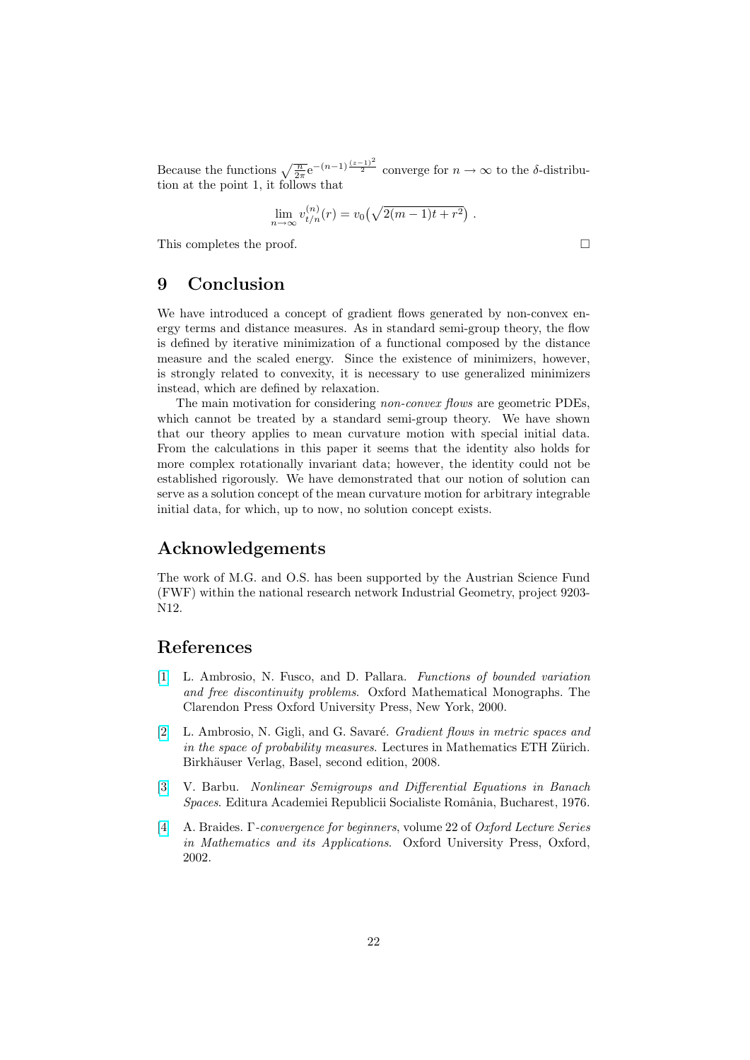Because the functions $\sqrt{\frac{n}{2\pi}} \mathrm{e}^{-(n-1)\frac{(z-1)^2}{2}}$ converge for $n \to \infty$ to the $\delta$-distribution at the point 1, it follows that

$$\lim_{n\to\infty} v_{t/n}^{(n)}(r) = v_0\big(\sqrt{2(m-1)t + r^2}\big) .$$

This completes the proof. □

# 9 Conclusion

We have introduced a concept of gradient flows generated by non-convex energy terms and distance measures. As in standard semi-group theory, the flow is defined by iterative minimization of a functional composed by the distance measure and the scaled energy. Since the existence of minimizers, however, is strongly related to convexity, it is necessary to use generalized minimizers instead, which are defined by relaxation.

The main motivation for considering *non-convex flows* are geometric PDEs, which cannot be treated by a standard semi-group theory. We have shown that our theory applies to mean curvature motion with special initial data. From the calculations in this paper it seems that the identity also holds for more complex rotationally invariant data; however, the identity could not be established rigorously. We have demonstrated that our notion of solution can serve as a solution concept of the mean curvature motion for arbitrary integrable initial data, for which, up to now, no solution concept exists.

## Acknowledgements

The work of M.G. and O.S. has been supported by the Austrian Science Fund (FWF) within the national research network Industrial Geometry, project 9203-N12.

## References

[1] L. Ambrosio, N. Fusco, and D. Pallara. *Functions of bounded variation and free discontinuity problems*. Oxford Mathematical Monographs. The Clarendon Press Oxford University Press, New York, 2000.

[2] L. Ambrosio, N. Gigli, and G. Savaré. *Gradient flows in metric spaces and in the space of probability measures*. Lectures in Mathematics ETH Zürich. Birkhäuser Verlag, Basel, second edition, 2008.

[3] V. Barbu. *Nonlinear Semigroups and Differential Equations in Banach Spaces*. Editura Academiei Republicii Socialiste România, Bucharest, 1976.

[4] A. Braides. *Γ-convergence for beginners*, volume 22 of *Oxford Lecture Series in Mathematics and its Applications*. Oxford University Press, Oxford, 2002.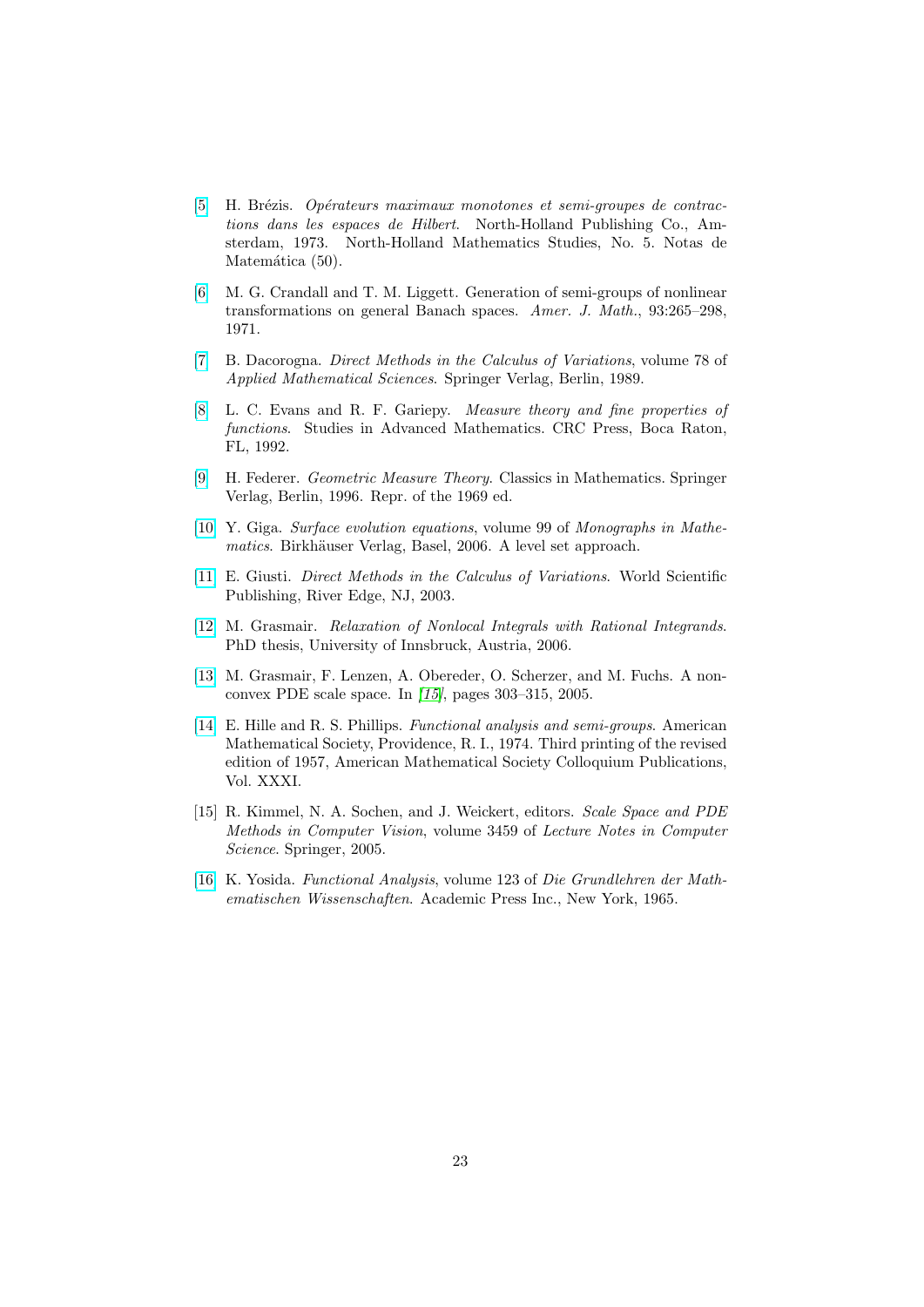[5] H. Brézis. *Opérateurs maximaux monotones et semi-groupes de contractions dans les espaces de Hilbert*. North-Holland Publishing Co., Amsterdam, 1973. North-Holland Mathematics Studies, No. 5. Notas de Matemática (50).

[6] M. G. Crandall and T. M. Liggett. Generation of semi-groups of nonlinear transformations on general Banach spaces. *Amer. J. Math.*, 93:265–298, 1971.

[7] B. Dacorogna. *Direct Methods in the Calculus of Variations*, volume 78 of *Applied Mathematical Sciences*. Springer Verlag, Berlin, 1989.

[8] L. C. Evans and R. F. Gariepy. *Measure theory and fine properties of functions*. Studies in Advanced Mathematics. CRC Press, Boca Raton, FL, 1992.

[9] H. Federer. *Geometric Measure Theory*. Classics in Mathematics. Springer Verlag, Berlin, 1996. Repr. of the 1969 ed.

[10] Y. Giga. *Surface evolution equations*, volume 99 of *Monographs in Mathematics*. Birkhäuser Verlag, Basel, 2006. A level set approach.

[11] E. Giusti. *Direct Methods in the Calculus of Variations*. World Scientific Publishing, River Edge, NJ, 2003.

[12] M. Grasmair. *Relaxation of Nonlocal Integrals with Rational Integrands*. PhD thesis, University of Innsbruck, Austria, 2006.

[13] M. Grasmair, F. Lenzen, A. Obereder, O. Scherzer, and M. Fuchs. A nonconvex PDE scale space. In *[15]*, pages 303–315, 2005.

[14] E. Hille and R. S. Phillips. *Functional analysis and semi-groups*. American Mathematical Society, Providence, R. I., 1974. Third printing of the revised edition of 1957, American Mathematical Society Colloquium Publications, Vol. XXXI.

[15] R. Kimmel, N. A. Sochen, and J. Weickert, editors. *Scale Space and PDE Methods in Computer Vision*, volume 3459 of *Lecture Notes in Computer Science*. Springer, 2005.

[16] K. Yosida. *Functional Analysis*, volume 123 of *Die Grundlehren der Mathematischen Wissenschaften*. Academic Press Inc., New York, 1965.